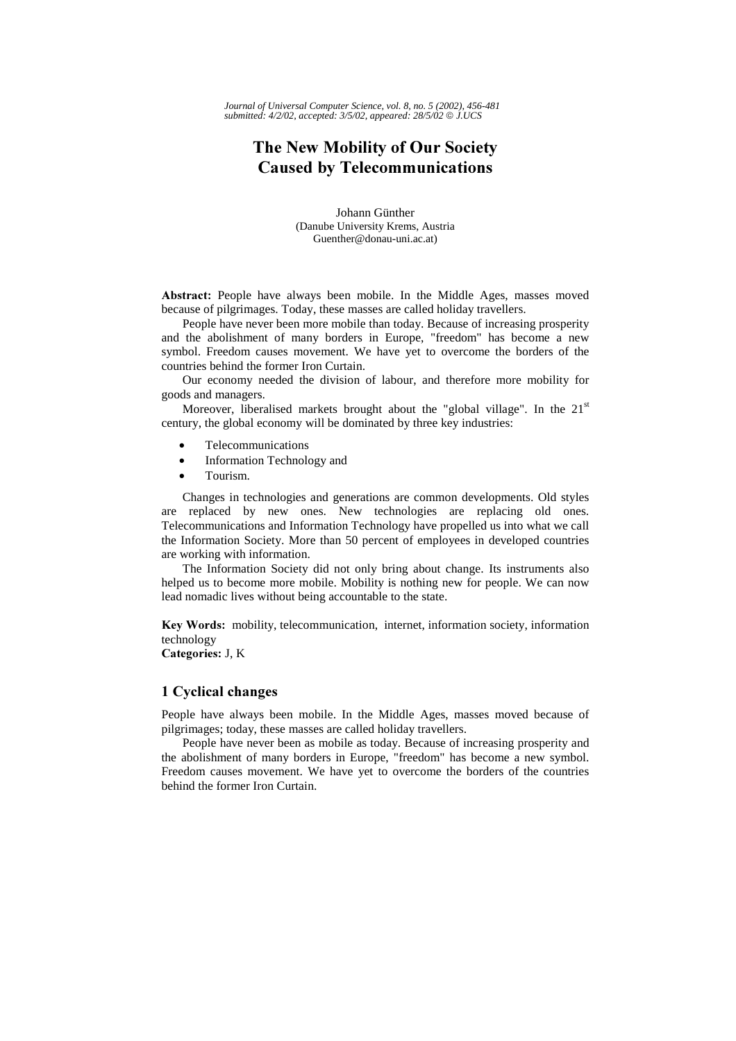# The New Mobility of Our Society Caused by Telecommunications

Johann Günther
(Danube University Krems, Austria
Guenther@donau-uni.ac.at)

**Abstract:** People have always been mobile. In the Middle Ages, masses moved because of pilgrimages. Today, these masses are called holiday travellers.

People have never been more mobile than today. Because of increasing prosperity and the abolishment of many borders in Europe, "freedom" has become a new symbol. Freedom causes movement. We have yet to overcome the borders of the countries behind the former Iron Curtain.

Our economy needed the division of labour, and therefore more mobility for goods and managers.

Moreover, liberalised markets brought about the "global village". In the 21st century, the global economy will be dominated by three key industries:

- Telecommunications
- Information Technology and
- Tourism.

Changes in technologies and generations are common developments. Old styles are replaced by new ones. New technologies are replacing old ones. Telecommunications and Information Technology have propelled us into what we call the Information Society. More than 50 percent of employees in developed countries are working with information.

The Information Society did not only bring about change. Its instruments also helped us to become more mobile. Mobility is nothing new for people. We can now lead nomadic lives without being accountable to the state.

**Key Words:** mobility, telecommunication, internet, information society, information technology
**Categories:** J, K

## 1 Cyclical changes

People have always been mobile. In the Middle Ages, masses moved because of pilgrimages; today, these masses are called holiday travellers.

People have never been as mobile as today. Because of increasing prosperity and the abolishment of many borders in Europe, "freedom" has become a new symbol. Freedom causes movement. We have yet to overcome the borders of the countries behind the former Iron Curtain.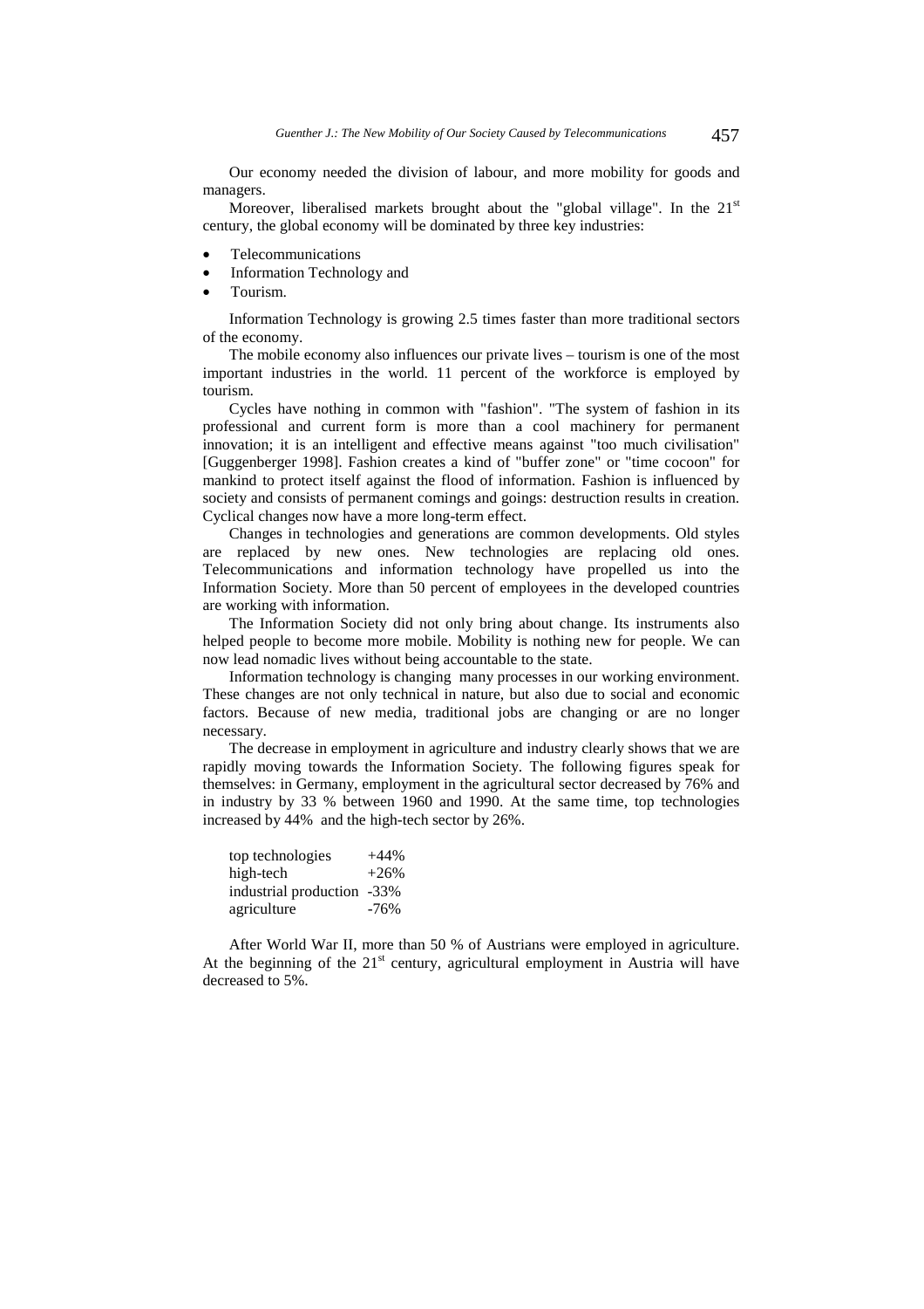Our economy needed the division of labour, and more mobility for goods and managers.

Moreover, liberalised markets brought about the "global village". In the 21st century, the global economy will be dominated by three key industries:

- Telecommunications
- Information Technology and
- Tourism.

Information Technology is growing 2.5 times faster than more traditional sectors of the economy.

The mobile economy also influences our private lives – tourism is one of the most important industries in the world. 11 percent of the workforce is employed by tourism.

Cycles have nothing in common with "fashion". "The system of fashion in its professional and current form is more than a cool machinery for permanent innovation; it is an intelligent and effective means against "too much civilisation" [Guggenberger 1998]. Fashion creates a kind of "buffer zone" or "time cocoon" for mankind to protect itself against the flood of information. Fashion is influenced by society and consists of permanent comings and goings: destruction results in creation. Cyclical changes now have a more long-term effect.

Changes in technologies and generations are common developments. Old styles are replaced by new ones. New technologies are replacing old ones. Telecommunications and information technology have propelled us into the Information Society. More than 50 percent of employees in the developed countries are working with information.

The Information Society did not only bring about change. Its instruments also helped people to become more mobile. Mobility is nothing new for people. We can now lead nomadic lives without being accountable to the state.

Information technology is changing many processes in our working environment. These changes are not only technical in nature, but also due to social and economic factors. Because of new media, traditional jobs are changing or are no longer necessary.

The decrease in employment in agriculture and industry clearly shows that we are rapidly moving towards the Information Society. The following figures speak for themselves: in Germany, employment in the agricultural sector decreased by 76% and in industry by 33 % between 1960 and 1990. At the same time, top technologies increased by 44% and the high-tech sector by 26%.

| | |
|---|---|
| top technologies | +44% |
| high-tech | +26% |
| industrial production | -33% |
| agriculture | -76% |

After World War II, more than 50 % of Austrians were employed in agriculture. At the beginning of the 21st century, agricultural employment in Austria will have decreased to 5%.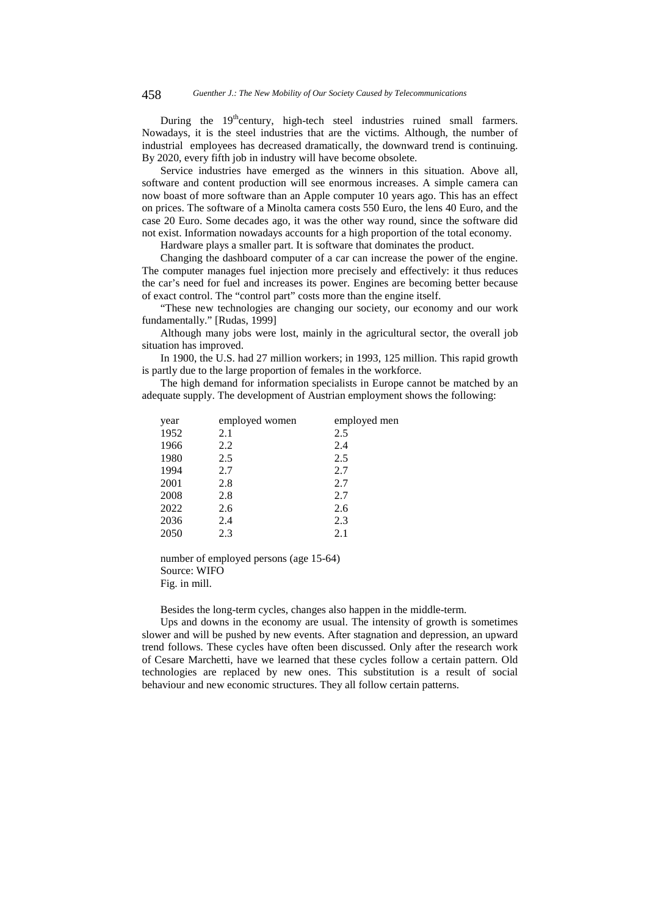During the 19th century, high-tech steel industries ruined small farmers. Nowadays, it is the steel industries that are the victims. Although, the number of industrial employees has decreased dramatically, the downward trend is continuing. By 2020, every fifth job in industry will have become obsolete.

Service industries have emerged as the winners in this situation. Above all, software and content production will see enormous increases. A simple camera can now boast of more software than an Apple computer 10 years ago. This has an effect on prices. The software of a Minolta camera costs 550 Euro, the lens 40 Euro, and the case 20 Euro. Some decades ago, it was the other way round, since the software did not exist. Information nowadays accounts for a high proportion of the total economy.

Hardware plays a smaller part. It is software that dominates the product.

Changing the dashboard computer of a car can increase the power of the engine. The computer manages fuel injection more precisely and effectively: it thus reduces the car's need for fuel and increases its power. Engines are becoming better because of exact control. The "control part" costs more than the engine itself.

"These new technologies are changing our society, our economy and our work fundamentally." [Rudas, 1999]

Although many jobs were lost, mainly in the agricultural sector, the overall job situation has improved.

In 1900, the U.S. had 27 million workers; in 1993, 125 million. This rapid growth is partly due to the large proportion of females in the workforce.

The high demand for information specialists in Europe cannot be matched by an adequate supply. The development of Austrian employment shows the following:

| year | employed women | employed men |
|---|---|---|
| 1952 | 2.1 | 2.5 |
| 1966 | 2.2 | 2.4 |
| 1980 | 2.5 | 2.5 |
| 1994 | 2.7 | 2.7 |
| 2001 | 2.8 | 2.7 |
| 2008 | 2.8 | 2.7 |
| 2022 | 2.6 | 2.6 |
| 2036 | 2.4 | 2.3 |
| 2050 | 2.3 | 2.1 |

number of employed persons (age 15-64)
Source: WIFO
Fig. in mill.

Besides the long-term cycles, changes also happen in the middle-term.

Ups and downs in the economy are usual. The intensity of growth is sometimes slower and will be pushed by new events. After stagnation and depression, an upward trend follows. These cycles have often been discussed. Only after the research work of Cesare Marchetti, have we learned that these cycles follow a certain pattern. Old technologies are replaced by new ones. This substitution is a result of social behaviour and new economic structures. They all follow certain patterns.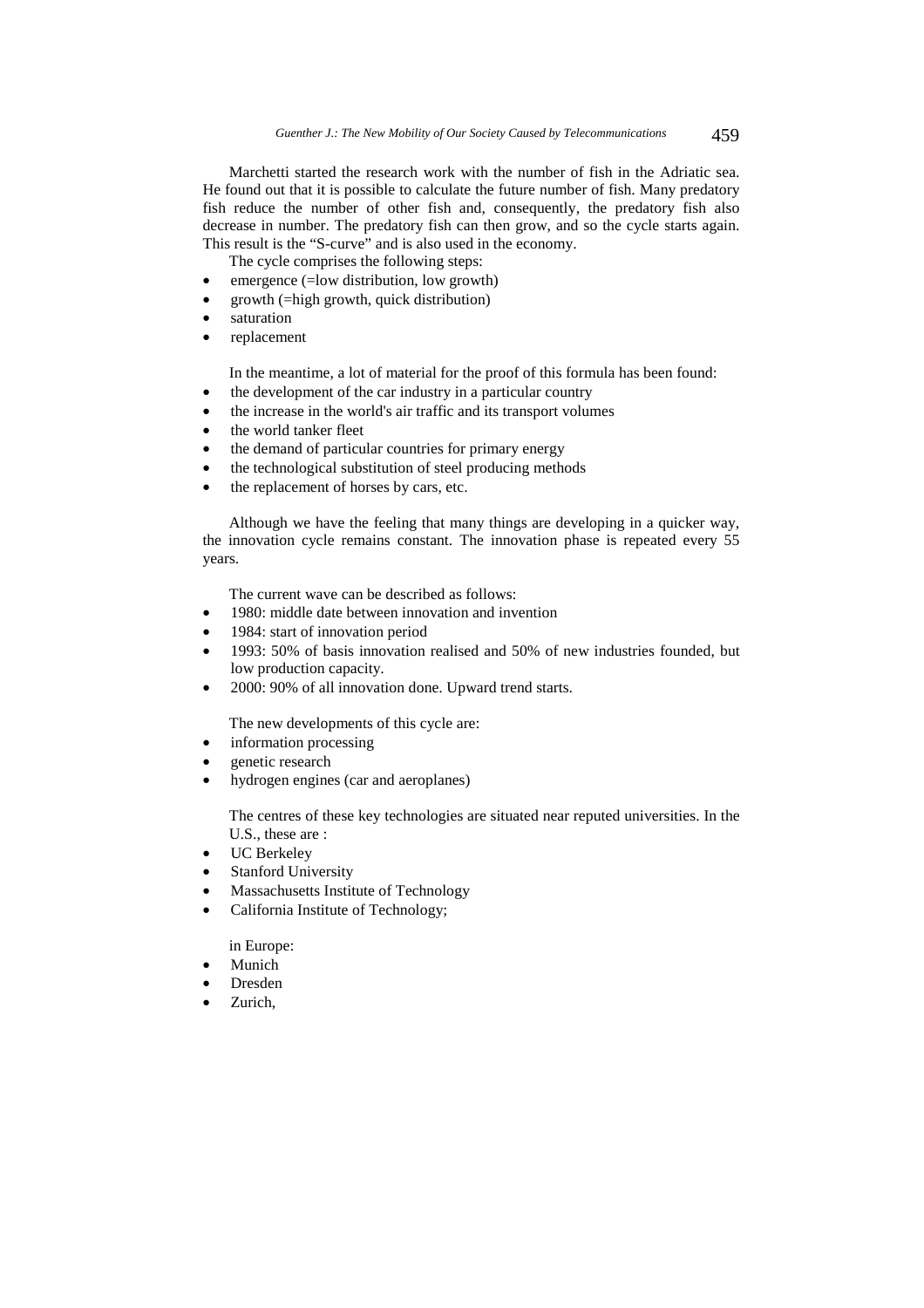Marchetti started the research work with the number of fish in the Adriatic sea. He found out that it is possible to calculate the future number of fish. Many predatory fish reduce the number of other fish and, consequently, the predatory fish also decrease in number. The predatory fish can then grow, and so the cycle starts again. This result is the "S-curve" and is also used in the economy.

The cycle comprises the following steps:

- emergence (=low distribution, low growth)
- growth (=high growth, quick distribution)
- saturation
- replacement

In the meantime, a lot of material for the proof of this formula has been found:

- the development of the car industry in a particular country
- the increase in the world's air traffic and its transport volumes
- the world tanker fleet
- the demand of particular countries for primary energy
- the technological substitution of steel producing methods
- the replacement of horses by cars, etc.

Although we have the feeling that many things are developing in a quicker way, the innovation cycle remains constant. The innovation phase is repeated every 55 years.

The current wave can be described as follows:

- 1980: middle date between innovation and invention
- 1984: start of innovation period
- 1993: 50% of basis innovation realised and 50% of new industries founded, but low production capacity.
- 2000: 90% of all innovation done. Upward trend starts.

The new developments of this cycle are:

- information processing
- genetic research
- hydrogen engines (car and aeroplanes)

The centres of these key technologies are situated near reputed universities. In the U.S., these are :

- UC Berkeley
- Stanford University
- Massachusetts Institute of Technology
- California Institute of Technology;

in Europe:

- Munich
- Dresden
- Zurich,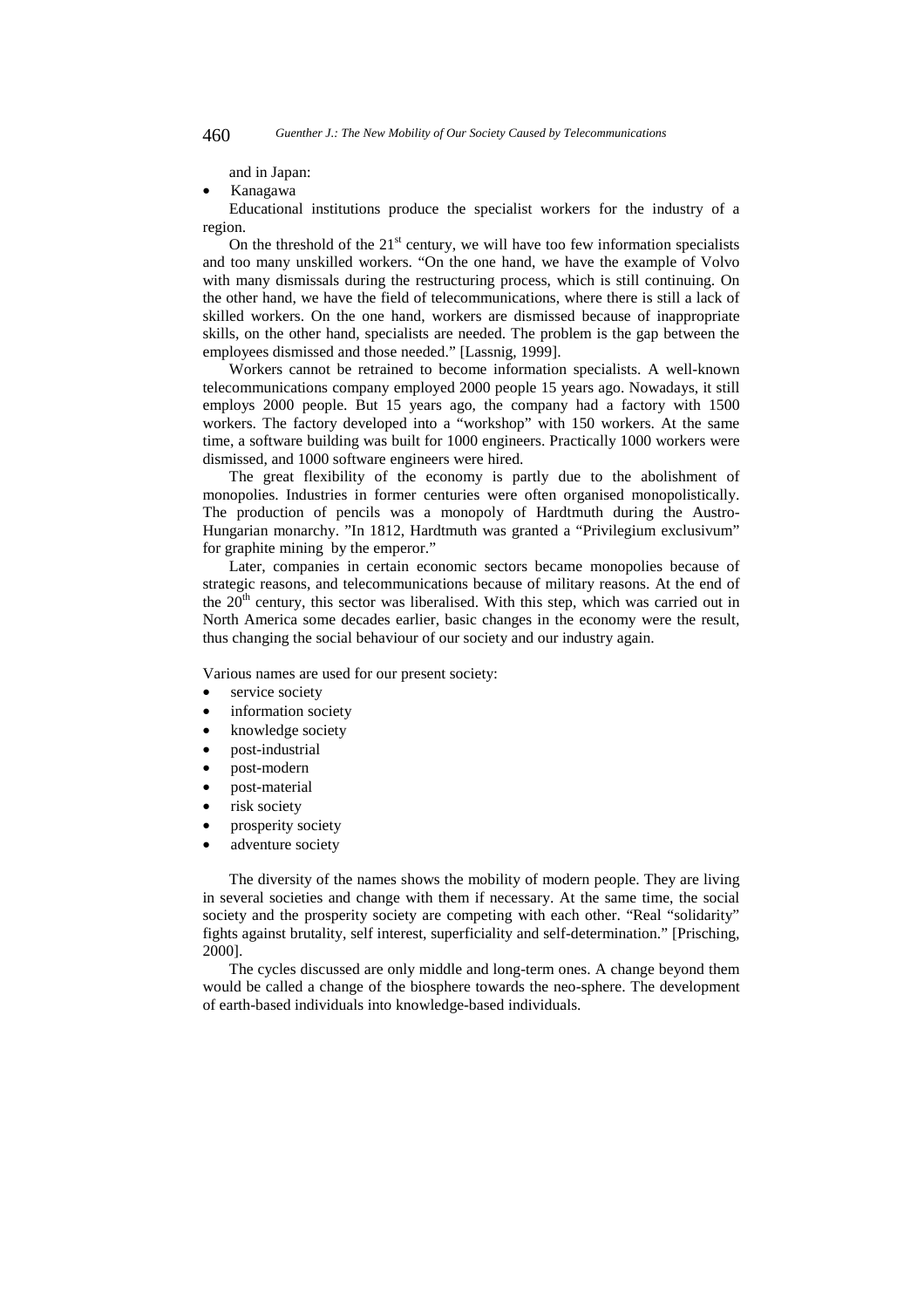and in Japan:

- Kanagawa

Educational institutions produce the specialist workers for the industry of a region.

On the threshold of the 21st century, we will have too few information specialists and too many unskilled workers. "On the one hand, we have the example of Volvo with many dismissals during the restructuring process, which is still continuing. On the other hand, we have the field of telecommunications, where there is still a lack of skilled workers. On the one hand, workers are dismissed because of inappropriate skills, on the other hand, specialists are needed. The problem is the gap between the employees dismissed and those needed." [Lassnig, 1999].

Workers cannot be retrained to become information specialists. A well-known telecommunications company employed 2000 people 15 years ago. Nowadays, it still employs 2000 people. But 15 years ago, the company had a factory with 1500 workers. The factory developed into a "workshop" with 150 workers. At the same time, a software building was built for 1000 engineers. Practically 1000 workers were dismissed, and 1000 software engineers were hired.

The great flexibility of the economy is partly due to the abolishment of monopolies. Industries in former centuries were often organised monopolistically. The production of pencils was a monopoly of Hardtmuth during the Austro-Hungarian monarchy. "In 1812, Hardtmuth was granted a "Privilegium exclusivum" for graphite mining by the emperor."

Later, companies in certain economic sectors became monopolies because of strategic reasons, and telecommunications because of military reasons. At the end of the 20th century, this sector was liberalised. With this step, which was carried out in North America some decades earlier, basic changes in the economy were the result, thus changing the social behaviour of our society and our industry again.

Various names are used for our present society:

- service society
- information society
- knowledge society
- post-industrial
- post-modern
- post-material
- risk society
- prosperity society
- adventure society

The diversity of the names shows the mobility of modern people. They are living in several societies and change with them if necessary. At the same time, the social society and the prosperity society are competing with each other. "Real "solidarity" fights against brutality, self interest, superficiality and self-determination." [Prisching, 2000].

The cycles discussed are only middle and long-term ones. A change beyond them would be called a change of the biosphere towards the neo-sphere. The development of earth-based individuals into knowledge-based individuals.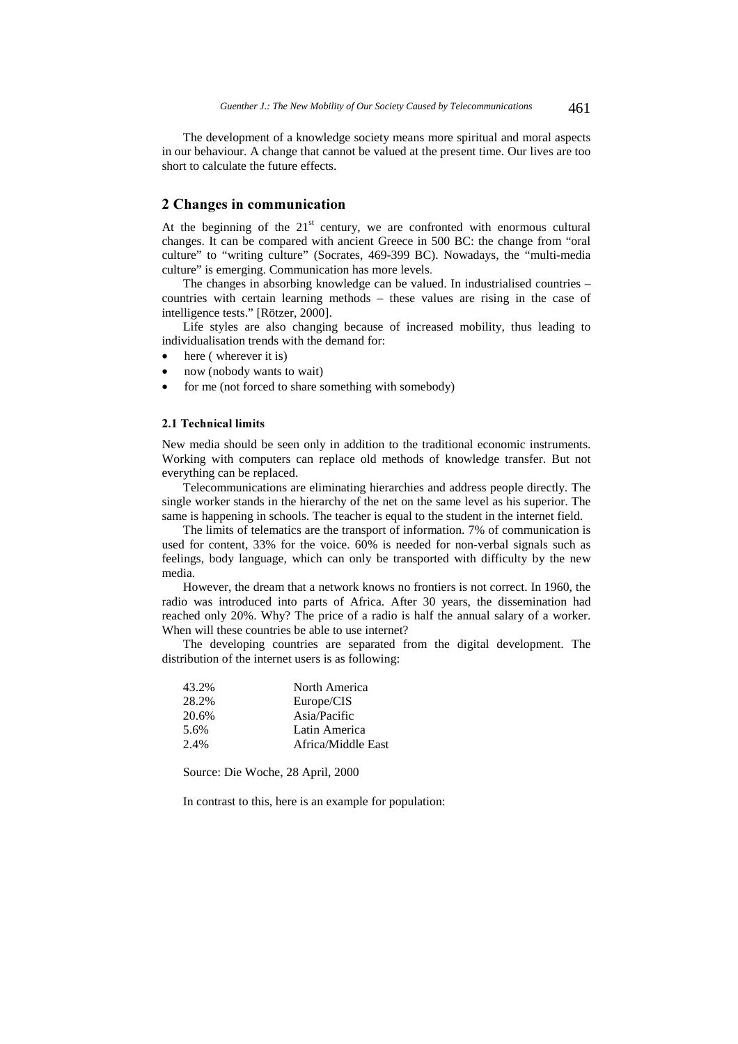The development of a knowledge society means more spiritual and moral aspects in our behaviour. A change that cannot be valued at the present time. Our lives are too short to calculate the future effects.

## 2 Changes in communication

At the beginning of the 21st century, we are confronted with enormous cultural changes. It can be compared with ancient Greece in 500 BC: the change from "oral culture" to "writing culture" (Socrates, 469-399 BC). Nowadays, the "multi-media culture" is emerging. Communication has more levels.

The changes in absorbing knowledge can be valued. In industrialised countries – countries with certain learning methods – these values are rising in the case of intelligence tests." [Rötzer, 2000].

Life styles are also changing because of increased mobility, thus leading to individualisation trends with the demand for:

- here ( wherever it is)
- now (nobody wants to wait)
- for me (not forced to share something with somebody)

### 2.1 Technical limits

New media should be seen only in addition to the traditional economic instruments. Working with computers can replace old methods of knowledge transfer. But not everything can be replaced.

Telecommunications are eliminating hierarchies and address people directly. The single worker stands in the hierarchy of the net on the same level as his superior. The same is happening in schools. The teacher is equal to the student in the internet field.

The limits of telematics are the transport of information. 7% of communication is used for content, 33% for the voice. 60% is needed for non-verbal signals such as feelings, body language, which can only be transported with difficulty by the new media.

However, the dream that a network knows no frontiers is not correct. In 1960, the radio was introduced into parts of Africa. After 30 years, the dissemination had reached only 20%. Why? The price of a radio is half the annual salary of a worker. When will these countries be able to use internet?

The developing countries are separated from the digital development. The distribution of the internet users is as following:

| | |
|---|---|
| 43.2% | North America |
| 28.2% | Europe/CIS |
| 20.6% | Asia/Pacific |
| 5.6% | Latin America |
| 2.4% | Africa/Middle East |

Source: Die Woche, 28 April, 2000

In contrast to this, here is an example for population: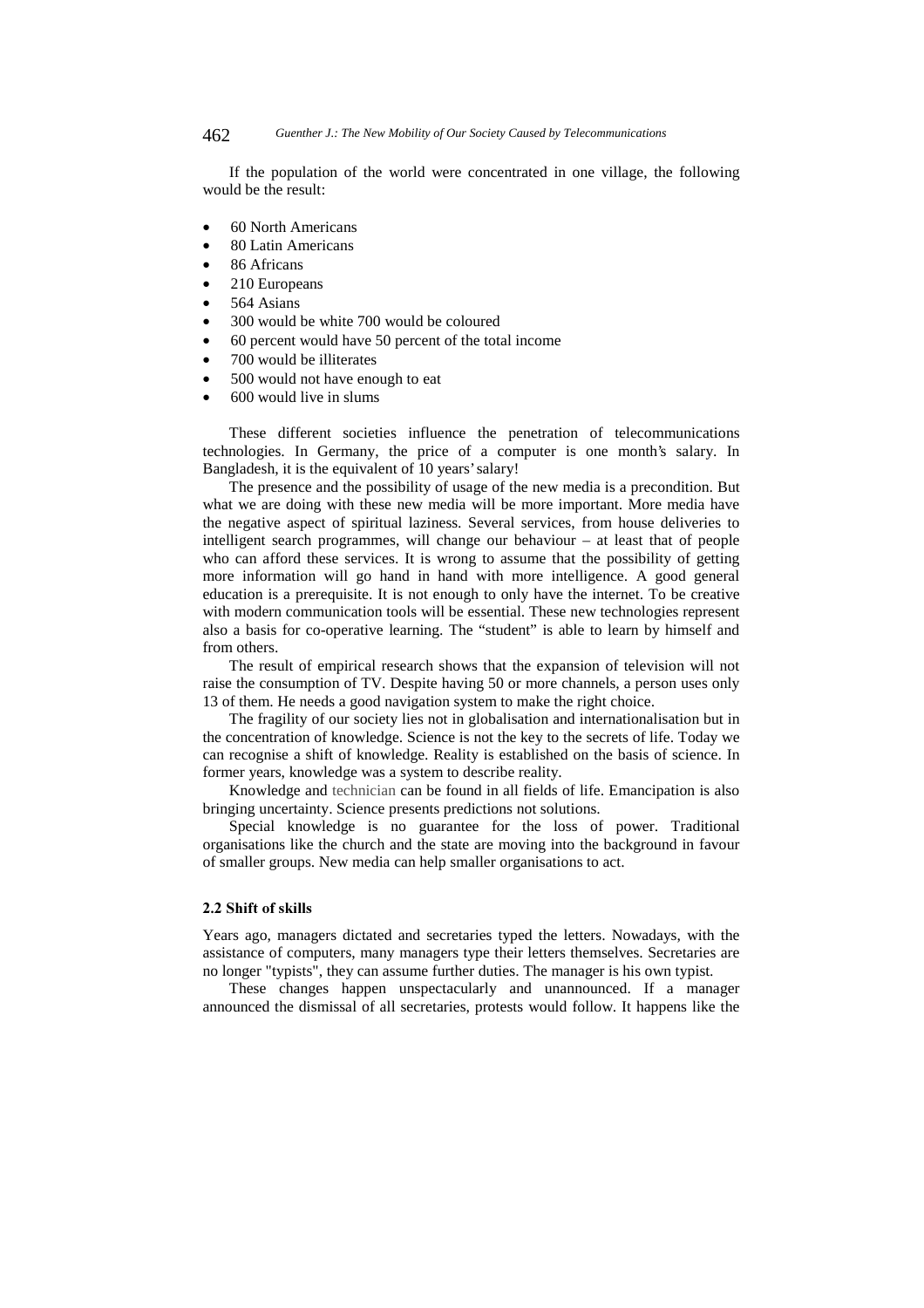If the population of the world were concentrated in one village, the following would be the result:

- 60 North Americans
- 80 Latin Americans
- 86 Africans
- 210 Europeans
- 564 Asians
- 300 would be white 700 would be coloured
- 60 percent would have 50 percent of the total income
- 700 would be illiterates
- 500 would not have enough to eat
- 600 would live in slums

These different societies influence the penetration of telecommunications technologies. In Germany, the price of a computer is one month's salary. In Bangladesh, it is the equivalent of 10 years' salary!

The presence and the possibility of usage of the new media is a precondition. But what we are doing with these new media will be more important. More media have the negative aspect of spiritual laziness. Several services, from house deliveries to intelligent search programmes, will change our behaviour – at least that of people who can afford these services. It is wrong to assume that the possibility of getting more information will go hand in hand with more intelligence. A good general education is a prerequisite. It is not enough to only have the internet. To be creative with modern communication tools will be essential. These new technologies represent also a basis for co-operative learning. The "student" is able to learn by himself and from others.

The result of empirical research shows that the expansion of television will not raise the consumption of TV. Despite having 50 or more channels, a person uses only 13 of them. He needs a good navigation system to make the right choice.

The fragility of our society lies not in globalisation and internationalisation but in the concentration of knowledge. Science is not the key to the secrets of life. Today we can recognise a shift of knowledge. Reality is established on the basis of science. In former years, knowledge was a system to describe reality.

Knowledge and technician can be found in all fields of life. Emancipation is also bringing uncertainty. Science presents predictions not solutions.

Special knowledge is no guarantee for the loss of power. Traditional organisations like the church and the state are moving into the background in favour of smaller groups. New media can help smaller organisations to act.

### 2.2 Shift of skills

Years ago, managers dictated and secretaries typed the letters. Nowadays, with the assistance of computers, many managers type their letters themselves. Secretaries are no longer "typists", they can assume further duties. The manager is his own typist.

These changes happen unspectacularly and unannounced. If a manager announced the dismissal of all secretaries, protests would follow. It happens like the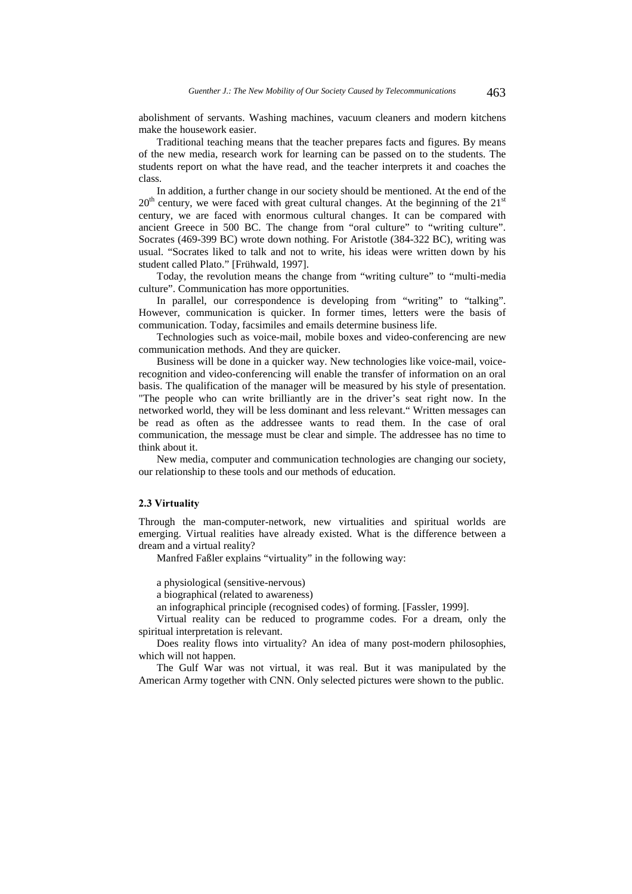abolishment of servants. Washing machines, vacuum cleaners and modern kitchens make the housework easier.

Traditional teaching means that the teacher prepares facts and figures. By means of the new media, research work for learning can be passed on to the students. The students report on what the have read, and the teacher interprets it and coaches the class.

In addition, a further change in our society should be mentioned. At the end of the $20^{th}$ century, we were faced with great cultural changes. At the beginning of the $21^{st}$ century, we are faced with enormous cultural changes. It can be compared with ancient Greece in 500 BC. The change from "oral culture" to "writing culture". Socrates (469-399 BC) wrote down nothing. For Aristotle (384-322 BC), writing was usual. "Socrates liked to talk and not to write, his ideas were written down by his student called Plato." [Frühwald, 1997].

Today, the revolution means the change from "writing culture" to "multi-media culture". Communication has more opportunities.

In parallel, our correspondence is developing from "writing" to "talking". However, communication is quicker. In former times, letters were the basis of communication. Today, facsimiles and emails determine business life.

Technologies such as voice-mail, mobile boxes and video-conferencing are new communication methods. And they are quicker.

Business will be done in a quicker way. New technologies like voice-mail, voice-recognition and video-conferencing will enable the transfer of information on an oral basis. The qualification of the manager will be measured by his style of presentation. "The people who can write brilliantly are in the driver's seat right now. In the networked world, they will be less dominant and less relevant." Written messages can be read as often as the addressee wants to read them. In the case of oral communication, the message must be clear and simple. The addressee has no time to think about it.

New media, computer and communication technologies are changing our society, our relationship to these tools and our methods of education.

### 2.3 Virtuality

Through the man-computer-network, new virtualities and spiritual worlds are emerging. Virtual realities have already existed. What is the difference between a dream and a virtual reality?

Manfred Faßler explains "virtuality" in the following way:

a physiological (sensitive-nervous)

a biographical (related to awareness)

an infographical principle (recognised codes) of forming. [Fassler, 1999].

Virtual reality can be reduced to programme codes. For a dream, only the spiritual interpretation is relevant.

Does reality flows into virtuality? An idea of many post-modern philosophies, which will not happen.

The Gulf War was not virtual, it was real. But it was manipulated by the American Army together with CNN. Only selected pictures were shown to the public.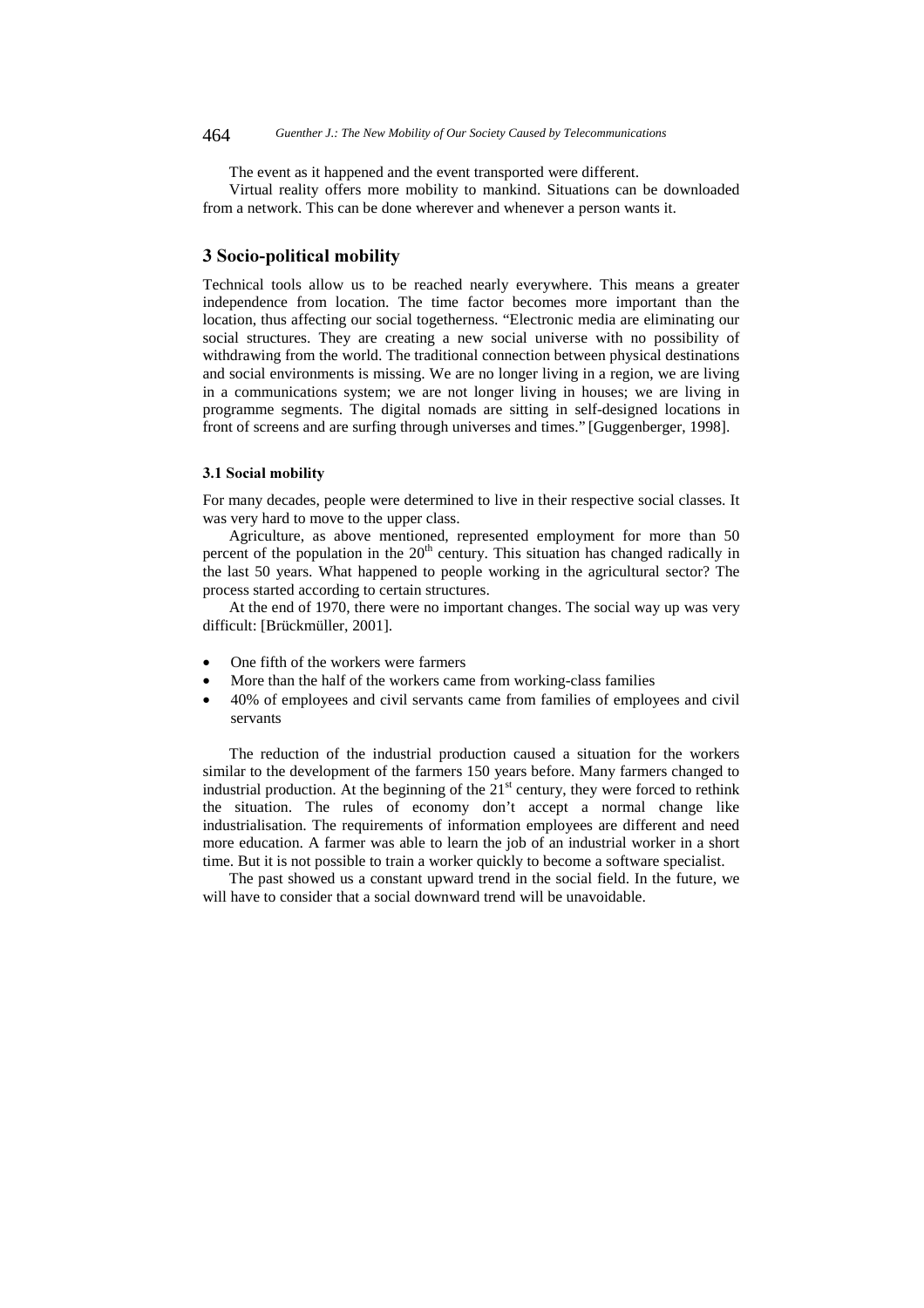The event as it happened and the event transported were different.

Virtual reality offers more mobility to mankind. Situations can be downloaded from a network. This can be done wherever and whenever a person wants it.

## 3 Socio-political mobility

Technical tools allow us to be reached nearly everywhere. This means a greater independence from location. The time factor becomes more important than the location, thus affecting our social togetherness. "Electronic media are eliminating our social structures. They are creating a new social universe with no possibility of withdrawing from the world. The traditional connection between physical destinations and social environments is missing. We are no longer living in a region, we are living in a communications system; we are not longer living in houses; we are living in programme segments. The digital nomads are sitting in self-designed locations in front of screens and are surfing through universes and times." [Guggenberger, 1998].

### 3.1 Social mobility

For many decades, people were determined to live in their respective social classes. It was very hard to move to the upper class.

Agriculture, as above mentioned, represented employment for more than 50 percent of the population in the 20th century. This situation has changed radically in the last 50 years. What happened to people working in the agricultural sector? The process started according to certain structures.

At the end of 1970, there were no important changes. The social way up was very difficult: [Brückmüller, 2001].

- One fifth of the workers were farmers
- More than the half of the workers came from working-class families
- 40% of employees and civil servants came from families of employees and civil servants

The reduction of the industrial production caused a situation for the workers similar to the development of the farmers 150 years before. Many farmers changed to industrial production. At the beginning of the 21st century, they were forced to rethink the situation. The rules of economy don't accept a normal change like industrialisation. The requirements of information employees are different and need more education. A farmer was able to learn the job of an industrial worker in a short time. But it is not possible to train a worker quickly to become a software specialist.

The past showed us a constant upward trend in the social field. In the future, we will have to consider that a social downward trend will be unavoidable.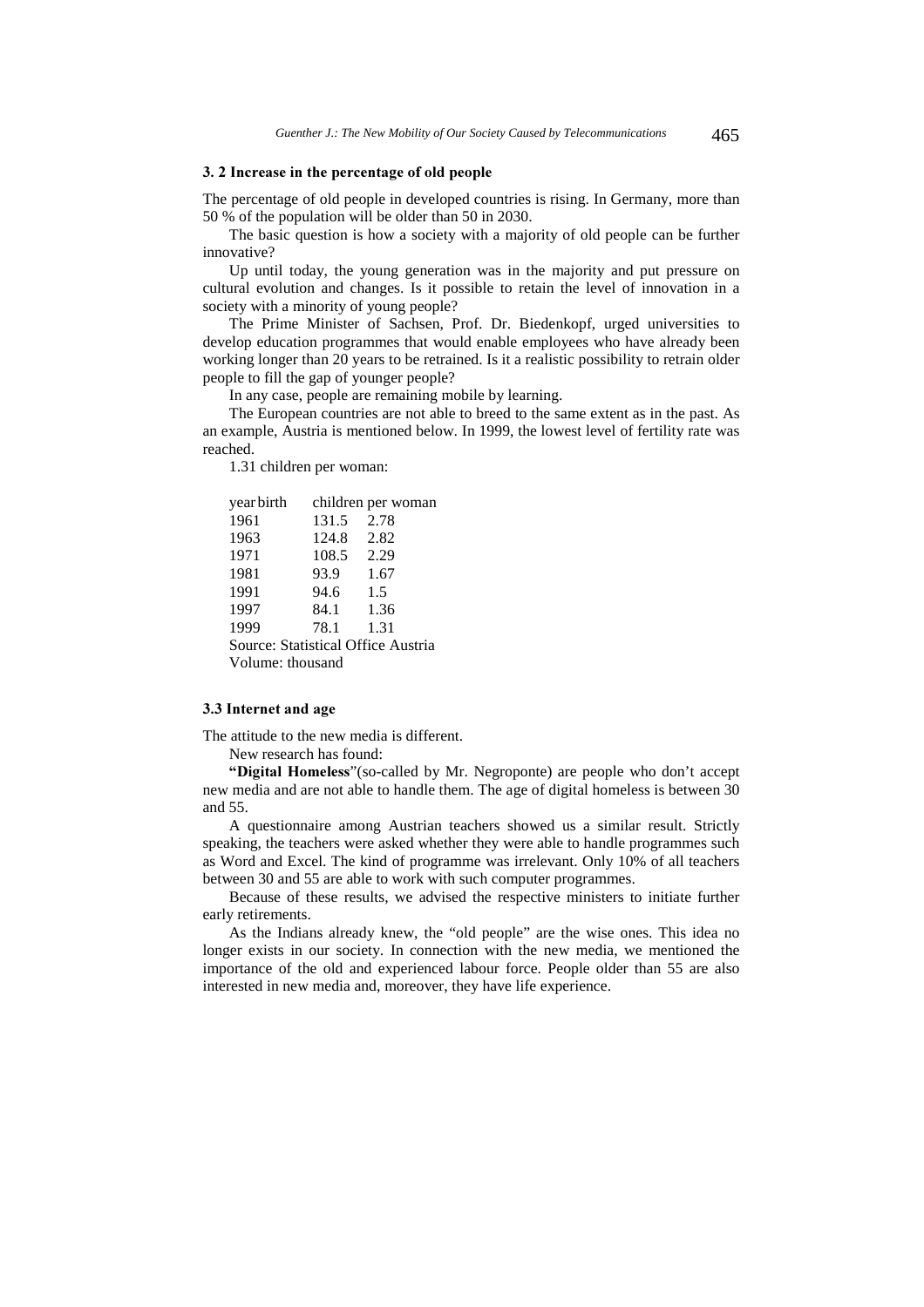### 3. 2 Increase in the percentage of old people

The percentage of old people in developed countries is rising. In Germany, more than 50 % of the population will be older than 50 in 2030.

The basic question is how a society with a majority of old people can be further innovative?

Up until today, the young generation was in the majority and put pressure on cultural evolution and changes. Is it possible to retain the level of innovation in a society with a minority of young people?

The Prime Minister of Sachsen, Prof. Dr. Biedenkopf, urged universities to develop education programmes that would enable employees who have already been working longer than 20 years to be retrained. Is it a realistic possibility to retrain older people to fill the gap of younger people?

In any case, people are remaining mobile by learning.

The European countries are not able to breed to the same extent as in the past. As an example, Austria is mentioned below. In 1999, the lowest level of fertility rate was reached.

1.31 children per woman:

| year | birth | children per woman |
|---|---|---|
| 1961 | 131.5 | 2.78 |
| 1963 | 124.8 | 2.82 |
| 1971 | 108.5 | 2.29 |
| 1981 | 93.9 | 1.67 |
| 1991 | 94.6 | 1.5 |
| 1997 | 84.1 | 1.36 |
| 1999 | 78.1 | 1.31 |

Source: Statistical Office Austria
Volume: thousand

### 3.3 Internet and age

The attitude to the new media is different.

New research has found:

**"Digital Homeless**"(so-called by Mr. Negroponte) are people who don't accept new media and are not able to handle them. The age of digital homeless is between 30 and 55.

A questionnaire among Austrian teachers showed us a similar result. Strictly speaking, the teachers were asked whether they were able to handle programmes such as Word and Excel. The kind of programme was irrelevant. Only 10% of all teachers between 30 and 55 are able to work with such computer programmes.

Because of these results, we advised the respective ministers to initiate further early retirements.

As the Indians already knew, the "old people" are the wise ones. This idea no longer exists in our society. In connection with the new media, we mentioned the importance of the old and experienced labour force. People older than 55 are also interested in new media and, moreover, they have life experience.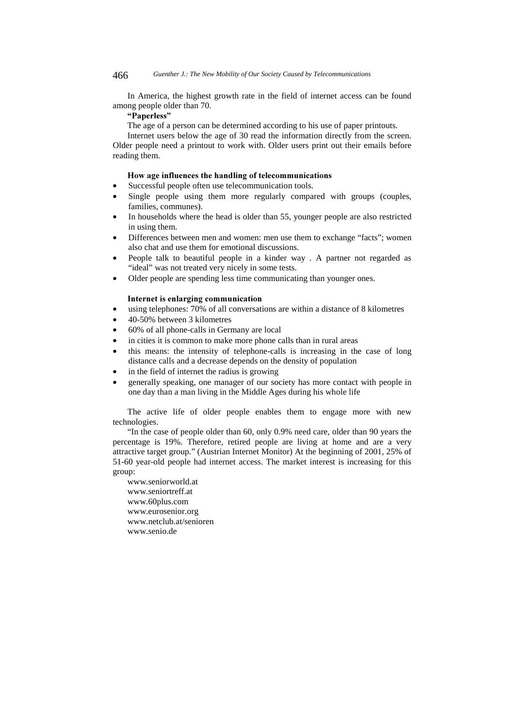In America, the highest growth rate in the field of internet access can be found among people older than 70.

**"Paperless"**

The age of a person can be determined according to his use of paper printouts.

Internet users below the age of 30 read the information directly from the screen. Older people need a printout to work with. Older users print out their emails before reading them.

### How age influences the handling of telecommunications

- Successful people often use telecommunication tools.
- Single people using them more regularly compared with groups (couples, families, communes).
- In households where the head is older than 55, younger people are also restricted in using them.
- Differences between men and women: men use them to exchange "facts"; women also chat and use them for emotional discussions.
- People talk to beautiful people in a kinder way . A partner not regarded as "ideal" was not treated very nicely in some tests.
- Older people are spending less time communicating than younger ones.

### Internet is enlarging communication

- using telephones: 70% of all conversations are within a distance of 8 kilometres
- 40-50% between 3 kilometres
- 60% of all phone-calls in Germany are local
- in cities it is common to make more phone calls than in rural areas
- this means: the intensity of telephone-calls is increasing in the case of long distance calls and a decrease depends on the density of population
- in the field of internet the radius is growing
- generally speaking, one manager of our society has more contact with people in one day than a man living in the Middle Ages during his whole life

The active life of older people enables them to engage more with new technologies.

"In the case of people older than 60, only 0.9% need care, older than 90 years the percentage is 19%. Therefore, retired people are living at home and are a very attractive target group." (Austrian Internet Monitor) At the beginning of 2001, 25% of 51-60 year-old people had internet access. The market interest is increasing for this group:

www.seniorworld.at
www.seniortreff.at
www.60plus.com
www.eurosenior.org
www.netclub.at/senioren
www.senio.de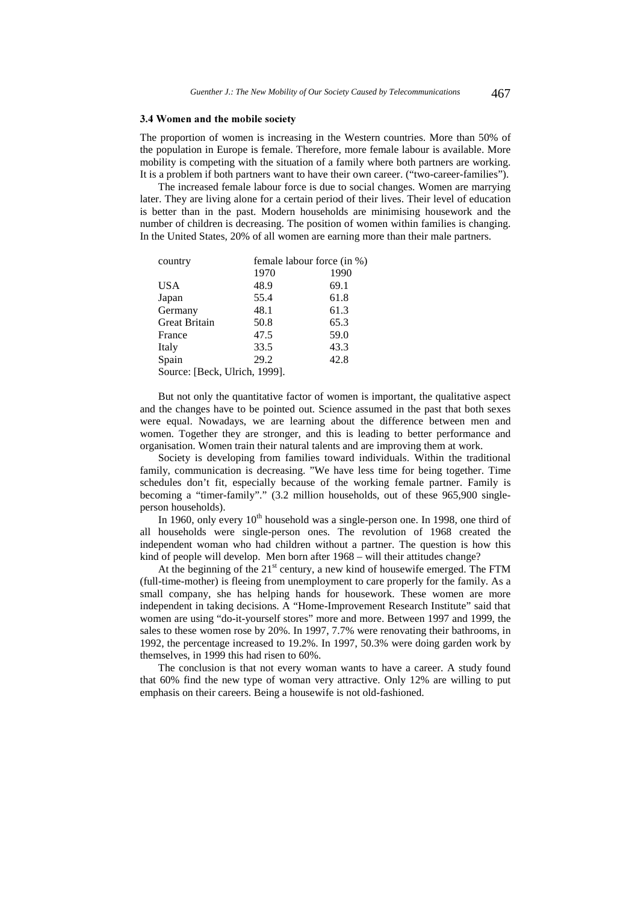### 3.4 Women and the mobile society

The proportion of women is increasing in the Western countries. More than 50% of the population in Europe is female. Therefore, more female labour is available. More mobility is competing with the situation of a family where both partners are working. It is a problem if both partners want to have their own career. ("two-career-families").

The increased female labour force is due to social changes. Women are marrying later. They are living alone for a certain period of their lives. Their level of education is better than in the past. Modern households are minimising housework and the number of children is decreasing. The position of women within families is changing. In the United States, 20% of all women are earning more than their male partners.

| country | female labour force (in %) | |
|---|---|---|
| | 1970 | 1990 |
| USA | 48.9 | 69.1 |
| Japan | 55.4 | 61.8 |
| Germany | 48.1 | 61.3 |
| Great Britain | 50.8 | 65.3 |
| France | 47.5 | 59.0 |
| Italy | 33.5 | 43.3 |
| Spain | 29.2 | 42.8 |

Source: [Beck, Ulrich, 1999].

But not only the quantitative factor of women is important, the qualitative aspect and the changes have to be pointed out. Science assumed in the past that both sexes were equal. Nowadays, we are learning about the difference between men and women. Together they are stronger, and this is leading to better performance and organisation. Women train their natural talents and are improving them at work.

Society is developing from families toward individuals. Within the traditional family, communication is decreasing. "We have less time for being together. Time schedules don't fit, especially because of the working female partner. Family is becoming a "timer-family"." (3.2 million households, out of these 965,900 single-person households).

In 1960, only every 10th household was a single-person one. In 1998, one third of all households were single-person ones. The revolution of 1968 created the independent woman who had children without a partner. The question is how this kind of people will develop. Men born after 1968 – will their attitudes change?

At the beginning of the 21st century, a new kind of housewife emerged. The FTM (full-time-mother) is fleeing from unemployment to care properly for the family. As a small company, she has helping hands for housework. These women are more independent in taking decisions. A "Home-Improvement Research Institute" said that women are using "do-it-yourself stores" more and more. Between 1997 and 1999, the sales to these women rose by 20%. In 1997, 7.7% were renovating their bathrooms, in 1992, the percentage increased to 19.2%. In 1997, 50.3% were doing garden work by themselves, in 1999 this had risen to 60%.

The conclusion is that not every woman wants to have a career. A study found that 60% find the new type of woman very attractive. Only 12% are willing to put emphasis on their careers. Being a housewife is not old-fashioned.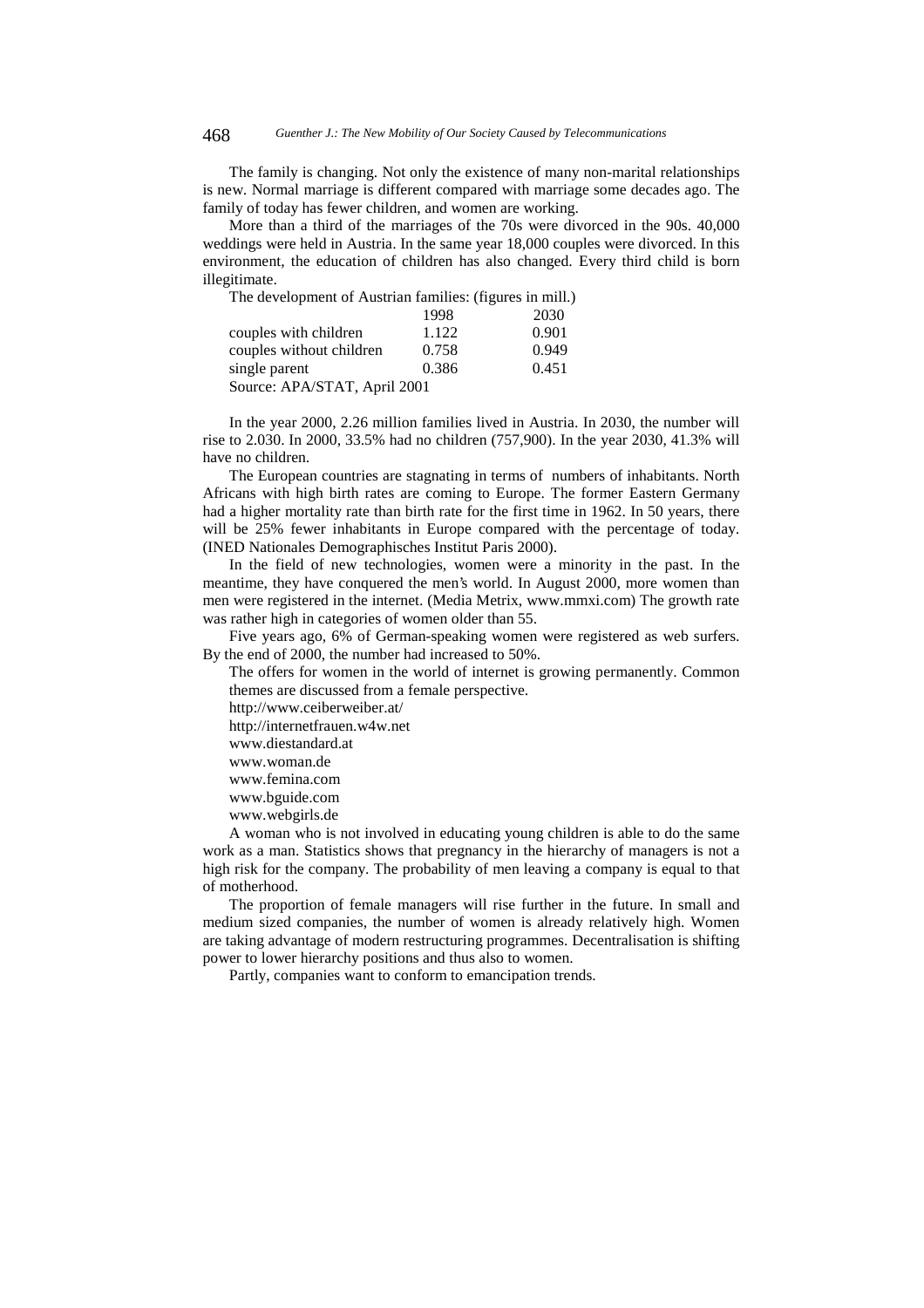The family is changing. Not only the existence of many non-marital relationships is new. Normal marriage is different compared with marriage some decades ago. The family of today has fewer children, and women are working.

More than a third of the marriages of the 70s were divorced in the 90s. 40,000 weddings were held in Austria. In the same year 18,000 couples were divorced. In this environment, the education of children has also changed. Every third child is born illegitimate.

The development of Austrian families: (figures in mill.)

| | 1998 | 2030 |
|---|---|---|
| couples with children | 1.122 | 0.901 |
| couples without children | 0.758 | 0.949 |
| single parent | 0.386 | 0.451 |

Source: APA/STAT, April 2001

In the year 2000, 2.26 million families lived in Austria. In 2030, the number will rise to 2.030. In 2000, 33.5% had no children (757,900). In the year 2030, 41.3% will have no children.

The European countries are stagnating in terms of numbers of inhabitants. North Africans with high birth rates are coming to Europe. The former Eastern Germany had a higher mortality rate than birth rate for the first time in 1962. In 50 years, there will be 25% fewer inhabitants in Europe compared with the percentage of today. (INED Nationales Demographisches Institut Paris 2000).

In the field of new technologies, women were a minority in the past. In the meantime, they have conquered the men's world. In August 2000, more women than men were registered in the internet. (Media Metrix, www.mmxi.com) The growth rate was rather high in categories of women older than 55.

Five years ago, 6% of German-speaking women were registered as web surfers. By the end of 2000, the number had increased to 50%.

The offers for women in the world of internet is growing permanently. Common themes are discussed from a female perspective.

http://www.ceiberweiber.at/  
http://internetfrauen.w4w.net  
www.diestandard.at  
www.woman.de  
www.femina.com  
www.bguide.com  
www.webgirls.de

A woman who is not involved in educating young children is able to do the same work as a man. Statistics shows that pregnancy in the hierarchy of managers is not a high risk for the company. The probability of men leaving a company is equal to that of motherhood.

The proportion of female managers will rise further in the future. In small and medium sized companies, the number of women is already relatively high. Women are taking advantage of modern restructuring programmes. Decentralisation is shifting power to lower hierarchy positions and thus also to women.

Partly, companies want to conform to emancipation trends.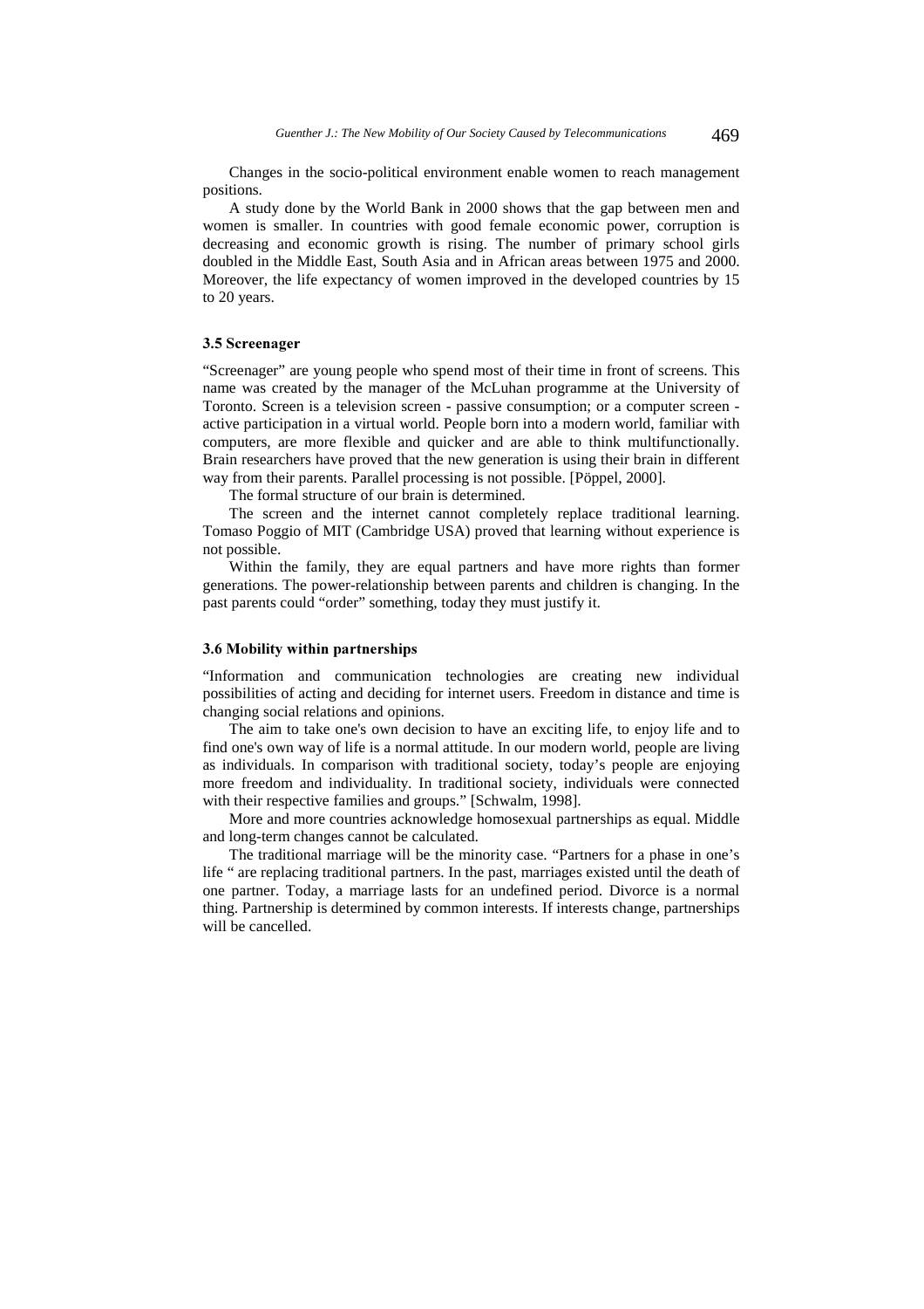Changes in the socio-political environment enable women to reach management positions.

A study done by the World Bank in 2000 shows that the gap between men and women is smaller. In countries with good female economic power, corruption is decreasing and economic growth is rising. The number of primary school girls doubled in the Middle East, South Asia and in African areas between 1975 and 2000. Moreover, the life expectancy of women improved in the developed countries by 15 to 20 years.

### 3.5 Screenager

"Screenager" are young people who spend most of their time in front of screens. This name was created by the manager of the McLuhan programme at the University of Toronto. Screen is a television screen - passive consumption; or a computer screen - active participation in a virtual world. People born into a modern world, familiar with computers, are more flexible and quicker and are able to think multifunctionally. Brain researchers have proved that the new generation is using their brain in different way from their parents. Parallel processing is not possible. [Pöppel, 2000].

The formal structure of our brain is determined.

The screen and the internet cannot completely replace traditional learning. Tomaso Poggio of MIT (Cambridge USA) proved that learning without experience is not possible.

Within the family, they are equal partners and have more rights than former generations. The power-relationship between parents and children is changing. In the past parents could "order" something, today they must justify it.

### 3.6 Mobility within partnerships

"Information and communication technologies are creating new individual possibilities of acting and deciding for internet users. Freedom in distance and time is changing social relations and opinions.

The aim to take one's own decision to have an exciting life, to enjoy life and to find one's own way of life is a normal attitude. In our modern world, people are living as individuals. In comparison with traditional society, today's people are enjoying more freedom and individuality. In traditional society, individuals were connected with their respective families and groups." [Schwalm, 1998].

More and more countries acknowledge homosexual partnerships as equal. Middle and long-term changes cannot be calculated.

The traditional marriage will be the minority case. "Partners for a phase in one's life " are replacing traditional partners. In the past, marriages existed until the death of one partner. Today, a marriage lasts for an undefined period. Divorce is a normal thing. Partnership is determined by common interests. If interests change, partnerships will be cancelled.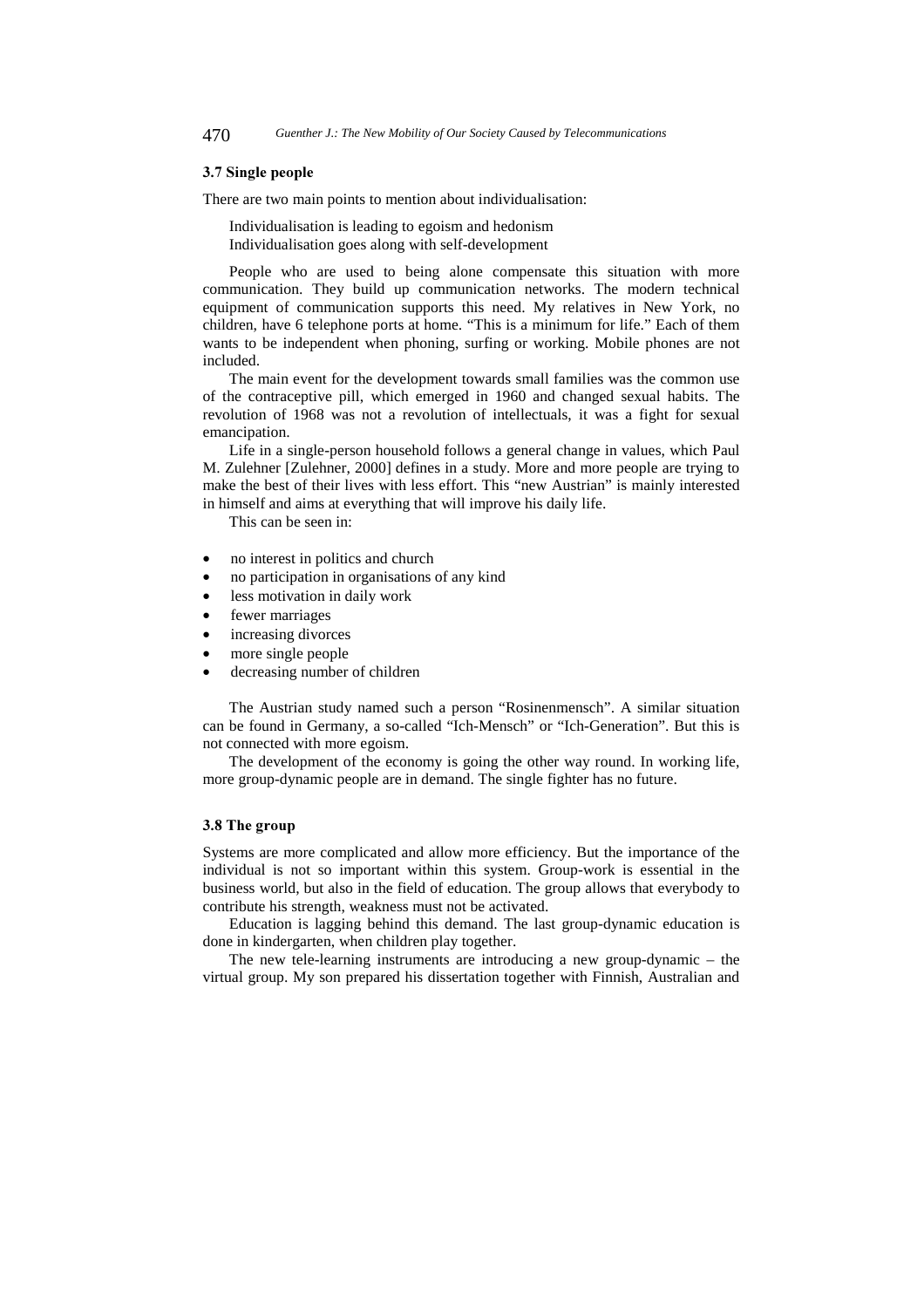### 3.7 Single people

There are two main points to mention about individualisation:

Individualisation is leading to egoism and hedonism
Individualisation goes along with self-development

People who are used to being alone compensate this situation with more communication. They build up communication networks. The modern technical equipment of communication supports this need. My relatives in New York, no children, have 6 telephone ports at home. "This is a minimum for life." Each of them wants to be independent when phoning, surfing or working. Mobile phones are not included.

The main event for the development towards small families was the common use of the contraceptive pill, which emerged in 1960 and changed sexual habits. The revolution of 1968 was not a revolution of intellectuals, it was a fight for sexual emancipation.

Life in a single-person household follows a general change in values, which Paul M. Zulehner [Zulehner, 2000] defines in a study. More and more people are trying to make the best of their lives with less effort. This "new Austrian" is mainly interested in himself and aims at everything that will improve his daily life.

This can be seen in:

- no interest in politics and church
- no participation in organisations of any kind
- less motivation in daily work
- fewer marriages
- increasing divorces
- more single people
- decreasing number of children

The Austrian study named such a person "Rosinenmensch". A similar situation can be found in Germany, a so-called "Ich-Mensch" or "Ich-Generation". But this is not connected with more egoism.

The development of the economy is going the other way round. In working life, more group-dynamic people are in demand. The single fighter has no future.

### 3.8 The group

Systems are more complicated and allow more efficiency. But the importance of the individual is not so important within this system. Group-work is essential in the business world, but also in the field of education. The group allows that everybody to contribute his strength, weakness must not be activated.

Education is lagging behind this demand. The last group-dynamic education is done in kindergarten, when children play together.

The new tele-learning instruments are introducing a new group-dynamic – the virtual group. My son prepared his dissertation together with Finnish, Australian and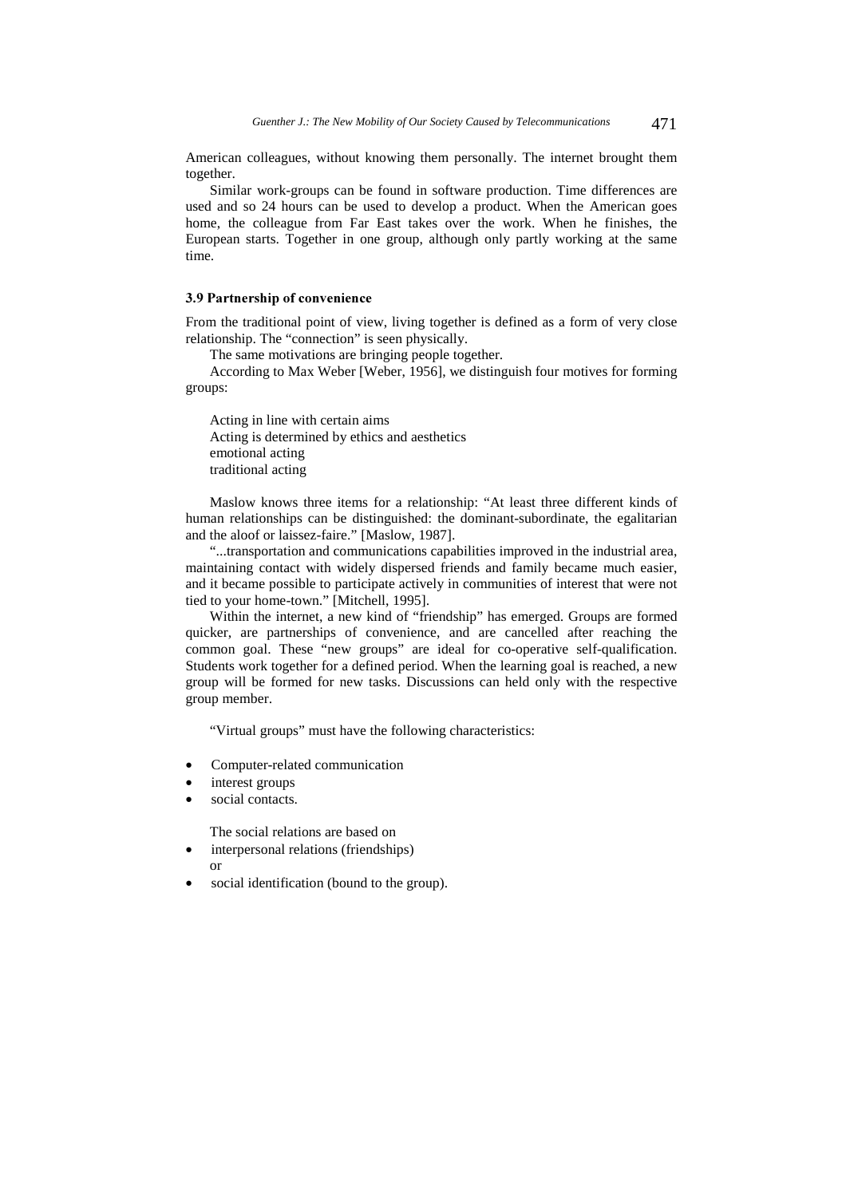American colleagues, without knowing them personally. The internet brought them together.

Similar work-groups can be found in software production. Time differences are used and so 24 hours can be used to develop a product. When the American goes home, the colleague from Far East takes over the work. When he finishes, the European starts. Together in one group, although only partly working at the same time.

### 3.9 Partnership of convenience

From the traditional point of view, living together is defined as a form of very close relationship. The "connection" is seen physically.

The same motivations are bringing people together.

According to Max Weber [Weber, 1956], we distinguish four motives for forming groups:

Acting in line with certain aims
Acting is determined by ethics and aesthetics
emotional acting
traditional acting

Maslow knows three items for a relationship: "At least three different kinds of human relationships can be distinguished: the dominant-subordinate, the egalitarian and the aloof or laissez-faire." [Maslow, 1987].

"...transportation and communications capabilities improved in the industrial area, maintaining contact with widely dispersed friends and family became much easier, and it became possible to participate actively in communities of interest that were not tied to your home-town." [Mitchell, 1995].

Within the internet, a new kind of "friendship" has emerged. Groups are formed quicker, are partnerships of convenience, and are cancelled after reaching the common goal. These "new groups" are ideal for co-operative self-qualification. Students work together for a defined period. When the learning goal is reached, a new group will be formed for new tasks. Discussions can held only with the respective group member.

"Virtual groups" must have the following characteristics:

- Computer-related communication
- interest groups
- social contacts.

The social relations are based on

- interpersonal relations (friendships)

  or

- social identification (bound to the group).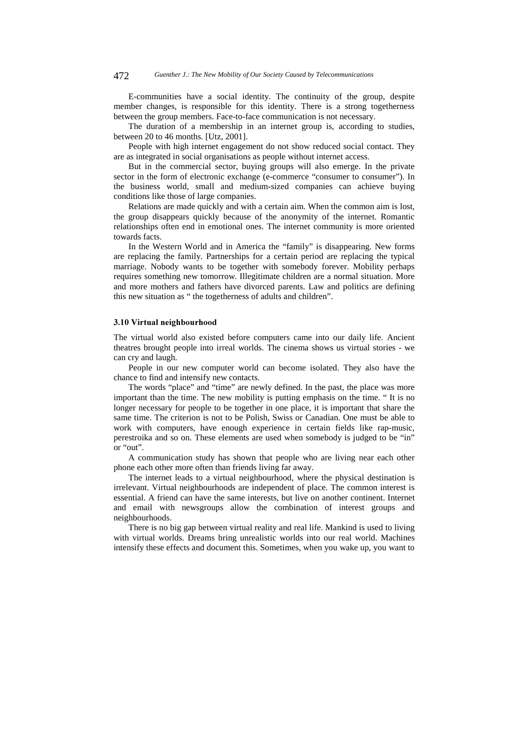E-communities have a social identity. The continuity of the group, despite member changes, is responsible for this identity. There is a strong togetherness between the group members. Face-to-face communication is not necessary.

The duration of a membership in an internet group is, according to studies, between 20 to 46 months. [Utz, 2001].

People with high internet engagement do not show reduced social contact. They are as integrated in social organisations as people without internet access.

But in the commercial sector, buying groups will also emerge. In the private sector in the form of electronic exchange (e-commerce "consumer to consumer"). In the business world, small and medium-sized companies can achieve buying conditions like those of large companies.

Relations are made quickly and with a certain aim. When the common aim is lost, the group disappears quickly because of the anonymity of the internet. Romantic relationships often end in emotional ones. The internet community is more oriented towards facts.

In the Western World and in America the "family" is disappearing. New forms are replacing the family. Partnerships for a certain period are replacing the typical marriage. Nobody wants to be together with somebody forever. Mobility perhaps requires something new tomorrow. Illegitimate children are a normal situation. More and more mothers and fathers have divorced parents. Law and politics are defining this new situation as " the togetherness of adults and children".

### 3.10 Virtual neighbourhood

The virtual world also existed before computers came into our daily life. Ancient theatres brought people into irreal worlds. The cinema shows us virtual stories - we can cry and laugh.

People in our new computer world can become isolated. They also have the chance to find and intensify new contacts.

The words "place" and "time" are newly defined. In the past, the place was more important than the time. The new mobility is putting emphasis on the time. " It is no longer necessary for people to be together in one place, it is important that share the same time. The criterion is not to be Polish, Swiss or Canadian. One must be able to work with computers, have enough experience in certain fields like rap-music, perestroika and so on. These elements are used when somebody is judged to be "in" or "out".

A communication study has shown that people who are living near each other phone each other more often than friends living far away.

The internet leads to a virtual neighbourhood, where the physical destination is irrelevant. Virtual neighbourhoods are independent of place. The common interest is essential. A friend can have the same interests, but live on another continent. Internet and email with newsgroups allow the combination of interest groups and neighbourhoods.

There is no big gap between virtual reality and real life. Mankind is used to living with virtual worlds. Dreams bring unrealistic worlds into our real world. Machines intensify these effects and document this. Sometimes, when you wake up, you want to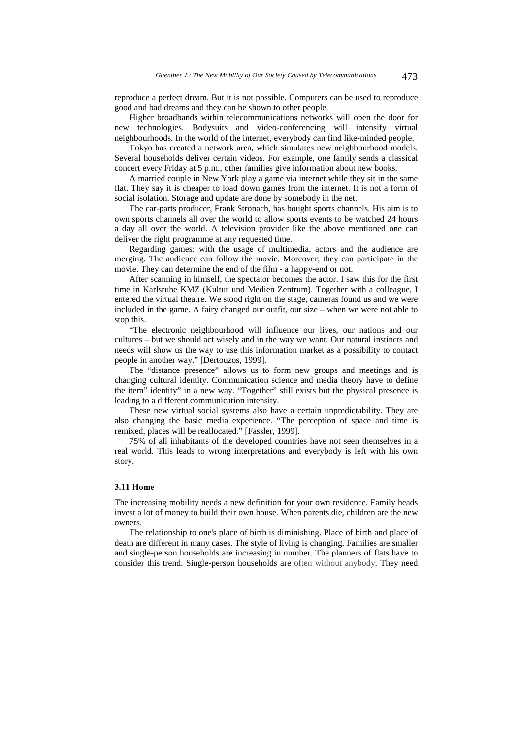reproduce a perfect dream. But it is not possible. Computers can be used to reproduce good and bad dreams and they can be shown to other people.

Higher broadbands within telecommunications networks will open the door for new technologies. Bodysuits and video-conferencing will intensify virtual neighbourhoods. In the world of the internet, everybody can find like-minded people.

Tokyo has created a network area, which simulates new neighbourhood models. Several households deliver certain videos. For example, one family sends a classical concert every Friday at 5 p.m., other families give information about new books.

A married couple in New York play a game via internet while they sit in the same flat. They say it is cheaper to load down games from the internet. It is not a form of social isolation. Storage and update are done by somebody in the net.

The car-parts producer, Frank Stronach, has bought sports channels. His aim is to own sports channels all over the world to allow sports events to be watched 24 hours a day all over the world. A television provider like the above mentioned one can deliver the right programme at any requested time.

Regarding games: with the usage of multimedia, actors and the audience are merging. The audience can follow the movie. Moreover, they can participate in the movie. They can determine the end of the film - a happy-end or not.

After scanning in himself, the spectator becomes the actor. I saw this for the first time in Karlsruhe KMZ (Kultur und Medien Zentrum). Together with a colleague, I entered the virtual theatre. We stood right on the stage, cameras found us and we were included in the game. A fairy changed our outfit, our size – when we were not able to stop this.

"The electronic neighbourhood will influence our lives, our nations and our cultures – but we should act wisely and in the way we want. Our natural instincts and needs will show us the way to use this information market as a possibility to contact people in another way." [Dertouzos, 1999].

The "distance presence" allows us to form new groups and meetings and is changing cultural identity. Communication science and media theory have to define the item" identity" in a new way. "Together" still exists but the physical presence is leading to a different communication intensity.

These new virtual social systems also have a certain unpredictability. They are also changing the basic media experience. "The perception of space and time is remixed, places will be reallocated." [Fassler, 1999].

75% of all inhabitants of the developed countries have not seen themselves in a real world. This leads to wrong interpretations and everybody is left with his own story.

### 3.11 Home

The increasing mobility needs a new definition for your own residence. Family heads invest a lot of money to build their own house. When parents die, children are the new owners.

The relationship to one's place of birth is diminishing. Place of birth and place of death are different in many cases. The style of living is changing. Families are smaller and single-person households are increasing in number. The planners of flats have to consider this trend. Single-person households are often without anybody. They need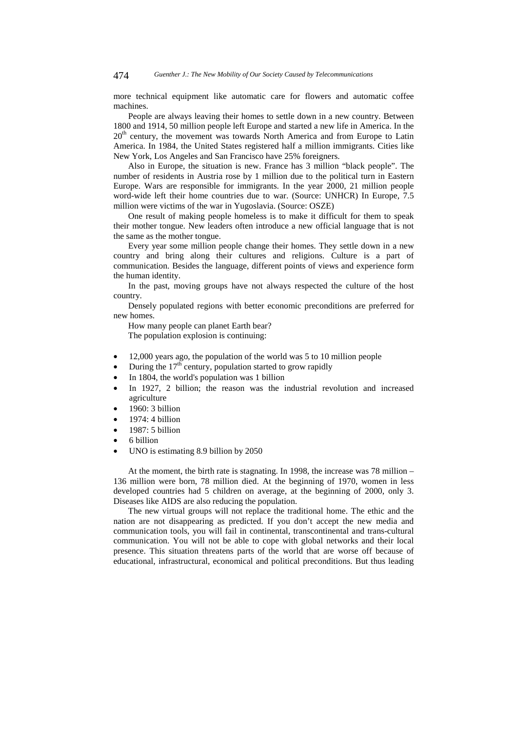more technical equipment like automatic care for flowers and automatic coffee machines.

People are always leaving their homes to settle down in a new country. Between 1800 and 1914, 50 million people left Europe and started a new life in America. In the 20th century, the movement was towards North America and from Europe to Latin America. In 1984, the United States registered half a million immigrants. Cities like New York, Los Angeles and San Francisco have 25% foreigners.

Also in Europe, the situation is new. France has 3 million "black people". The number of residents in Austria rose by 1 million due to the political turn in Eastern Europe. Wars are responsible for immigrants. In the year 2000, 21 million people word-wide left their home countries due to war. (Source: UNHCR) In Europe, 7.5 million were victims of the war in Yugoslavia. (Source: OSZE)

One result of making people homeless is to make it difficult for them to speak their mother tongue. New leaders often introduce a new official language that is not the same as the mother tongue.

Every year some million people change their homes. They settle down in a new country and bring along their cultures and religions. Culture is a part of communication. Besides the language, different points of views and experience form the human identity.

In the past, moving groups have not always respected the culture of the host country.

Densely populated regions with better economic preconditions are preferred for new homes.

How many people can planet Earth bear?

The population explosion is continuing:

- 12,000 years ago, the population of the world was 5 to 10 million people
- During the 17th century, population started to grow rapidly
- In 1804, the world's population was 1 billion
- In 1927, 2 billion; the reason was the industrial revolution and increased agriculture
- 1960: 3 billion
- 1974: 4 billion
- 1987: 5 billion
- 6 billion
- UNO is estimating 8.9 billion by 2050

At the moment, the birth rate is stagnating. In 1998, the increase was 78 million – 136 million were born, 78 million died. At the beginning of 1970, women in less developed countries had 5 children on average, at the beginning of 2000, only 3. Diseases like AIDS are also reducing the population.

The new virtual groups will not replace the traditional home. The ethic and the nation are not disappearing as predicted. If you don't accept the new media and communication tools, you will fail in continental, transcontinental and trans-cultural communication. You will not be able to cope with global networks and their local presence. This situation threatens parts of the world that are worse off because of educational, infrastructural, economical and political preconditions. But thus leading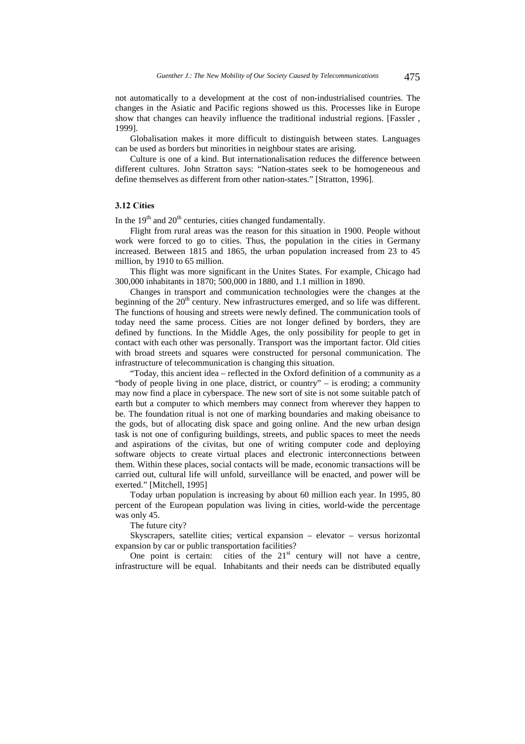not automatically to a development at the cost of non-industrialised countries. The changes in the Asiatic and Pacific regions showed us this. Processes like in Europe show that changes can heavily influence the traditional industrial regions. [Fassler , 1999].

Globalisation makes it more difficult to distinguish between states. Languages can be used as borders but minorities in neighbour states are arising.

Culture is one of a kind. But internationalisation reduces the difference between different cultures. John Stratton says: "Nation-states seek to be homogeneous and define themselves as different from other nation-states." [Stratton, 1996].

### 3.12 Cities

In the 19th and 20th centuries, cities changed fundamentally.

Flight from rural areas was the reason for this situation in 1900. People without work were forced to go to cities. Thus, the population in the cities in Germany increased. Between 1815 and 1865, the urban population increased from 23 to 45 million, by 1910 to 65 million.

This flight was more significant in the Unites States. For example, Chicago had 300,000 inhabitants in 1870; 500,000 in 1880, and 1.1 million in 1890.

Changes in transport and communication technologies were the changes at the beginning of the 20th century. New infrastructures emerged, and so life was different. The functions of housing and streets were newly defined. The communication tools of today need the same process. Cities are not longer defined by borders, they are defined by functions. In the Middle Ages, the only possibility for people to get in contact with each other was personally. Transport was the important factor. Old cities with broad streets and squares were constructed for personal communication. The infrastructure of telecommunication is changing this situation.

"Today, this ancient idea – reflected in the Oxford definition of a community as a "body of people living in one place, district, or country" – is eroding; a community may now find a place in cyberspace. The new sort of site is not some suitable patch of earth but a computer to which members may connect from wherever they happen to be. The foundation ritual is not one of marking boundaries and making obeisance to the gods, but of allocating disk space and going online. And the new urban design task is not one of configuring buildings, streets, and public spaces to meet the needs and aspirations of the civitas, but one of writing computer code and deploying software objects to create virtual places and electronic interconnections between them. Within these places, social contacts will be made, economic transactions will be carried out, cultural life will unfold, surveillance will be enacted, and power will be exerted." [Mitchell, 1995]

Today urban population is increasing by about 60 million each year. In 1995, 80 percent of the European population was living in cities, world-wide the percentage was only 45.

The future city?

Skyscrapers, satellite cities; vertical expansion – elevator – versus horizontal expansion by car or public transportation facilities?

One point is certain: cities of the 21st century will not have a centre, infrastructure will be equal. Inhabitants and their needs can be distributed equally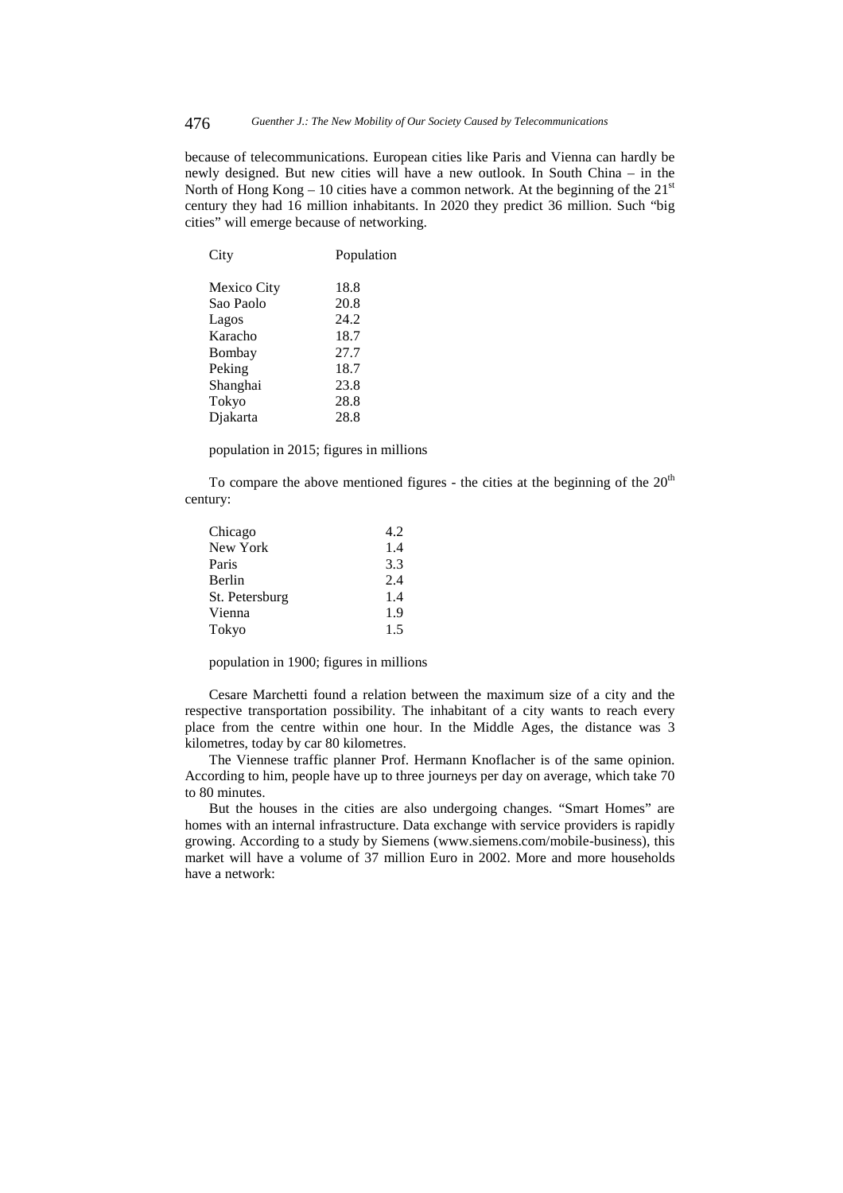because of telecommunications. European cities like Paris and Vienna can hardly be newly designed. But new cities will have a new outlook. In South China – in the North of Hong Kong – 10 cities have a common network. At the beginning of the 21st century they had 16 million inhabitants. In 2020 they predict 36 million. Such "big cities" will emerge because of networking.

| City | Population |
|---|---|
| Mexico City | 18.8 |
| Sao Paolo | 20.8 |
| Lagos | 24.2 |
| Karacho | 18.7 |
| Bombay | 27.7 |
| Peking | 18.7 |
| Shanghai | 23.8 |
| Tokyo | 28.8 |
| Djakarta | 28.8 |

population in 2015; figures in millions

To compare the above mentioned figures - the cities at the beginning of the 20th century:

| City | Population |
|---|---|
| Chicago | 4.2 |
| New York | 1.4 |
| Paris | 3.3 |
| Berlin | 2.4 |
| St. Petersburg | 1.4 |
| Vienna | 1.9 |
| Tokyo | 1.5 |

population in 1900; figures in millions

Cesare Marchetti found a relation between the maximum size of a city and the respective transportation possibility. The inhabitant of a city wants to reach every place from the centre within one hour. In the Middle Ages, the distance was 3 kilometres, today by car 80 kilometres.

The Viennese traffic planner Prof. Hermann Knoflacher is of the same opinion. According to him, people have up to three journeys per day on average, which take 70 to 80 minutes.

But the houses in the cities are also undergoing changes. "Smart Homes" are homes with an internal infrastructure. Data exchange with service providers is rapidly growing. According to a study by Siemens (www.siemens.com/mobile-business), this market will have a volume of 37 million Euro in 2002. More and more households have a network: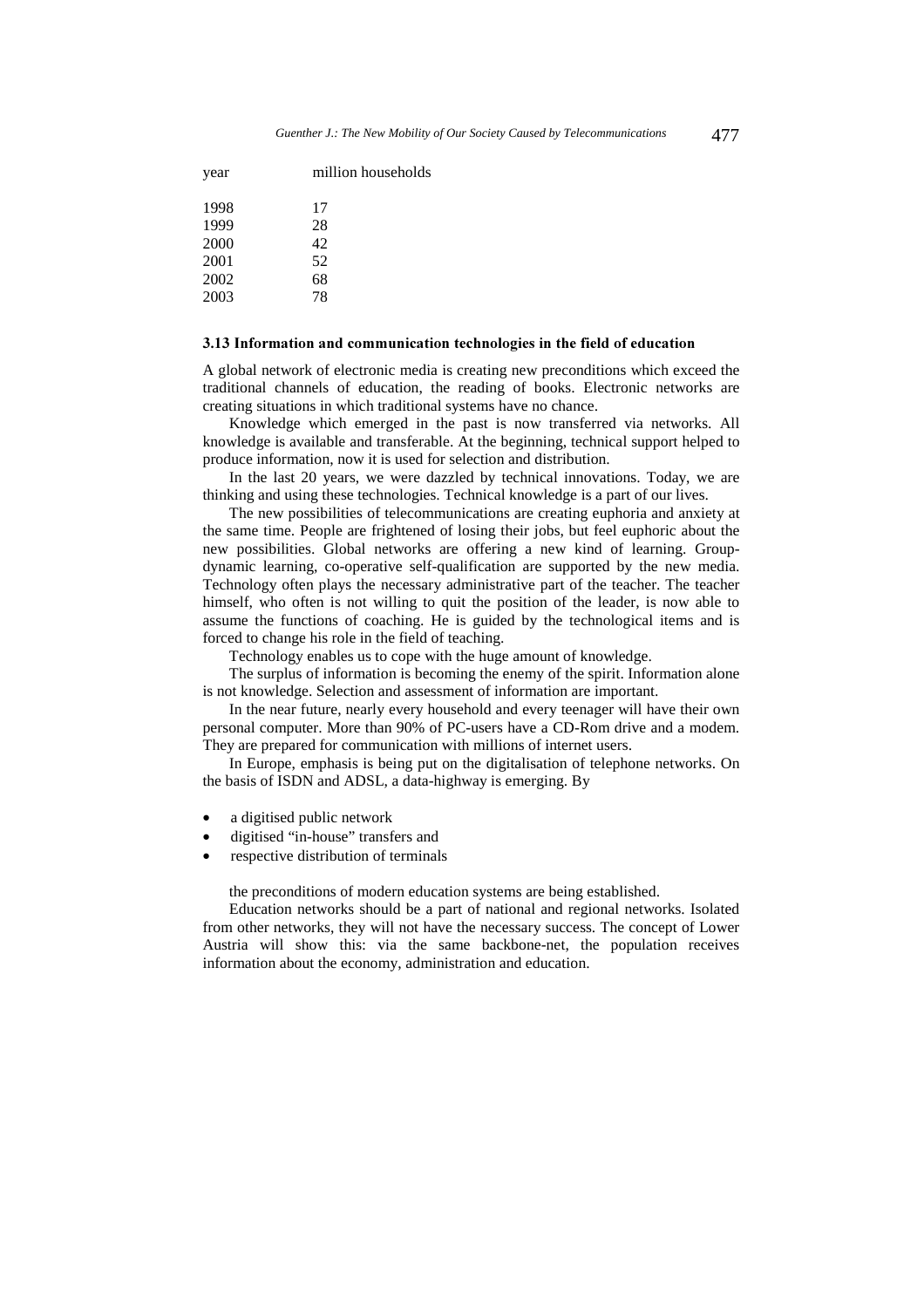| year | million households |
| --- | --- |
| 1998 | 17 |
| 1999 | 28 |
| 2000 | 42 |
| 2001 | 52 |
| 2002 | 68 |
| 2003 | 78 |

### 3.13 Information and communication technologies in the field of education

A global network of electronic media is creating new preconditions which exceed the traditional channels of education, the reading of books. Electronic networks are creating situations in which traditional systems have no chance.

Knowledge which emerged in the past is now transferred via networks. All knowledge is available and transferable. At the beginning, technical support helped to produce information, now it is used for selection and distribution.

In the last 20 years, we were dazzled by technical innovations. Today, we are thinking and using these technologies. Technical knowledge is a part of our lives.

The new possibilities of telecommunications are creating euphoria and anxiety at the same time. People are frightened of losing their jobs, but feel euphoric about the new possibilities. Global networks are offering a new kind of learning. Group-dynamic learning, co-operative self-qualification are supported by the new media. Technology often plays the necessary administrative part of the teacher. The teacher himself, who often is not willing to quit the position of the leader, is now able to assume the functions of coaching. He is guided by the technological items and is forced to change his role in the field of teaching.

Technology enables us to cope with the huge amount of knowledge.

The surplus of information is becoming the enemy of the spirit. Information alone is not knowledge. Selection and assessment of information are important.

In the near future, nearly every household and every teenager will have their own personal computer. More than 90% of PC-users have a CD-Rom drive and a modem. They are prepared for communication with millions of internet users.

In Europe, emphasis is being put on the digitalisation of telephone networks. On the basis of ISDN and ADSL, a data-highway is emerging. By

- a digitised public network
- digitised "in-house" transfers and
- respective distribution of terminals

the preconditions of modern education systems are being established.

Education networks should be a part of national and regional networks. Isolated from other networks, they will not have the necessary success. The concept of Lower Austria will show this: via the same backbone-net, the population receives information about the economy, administration and education.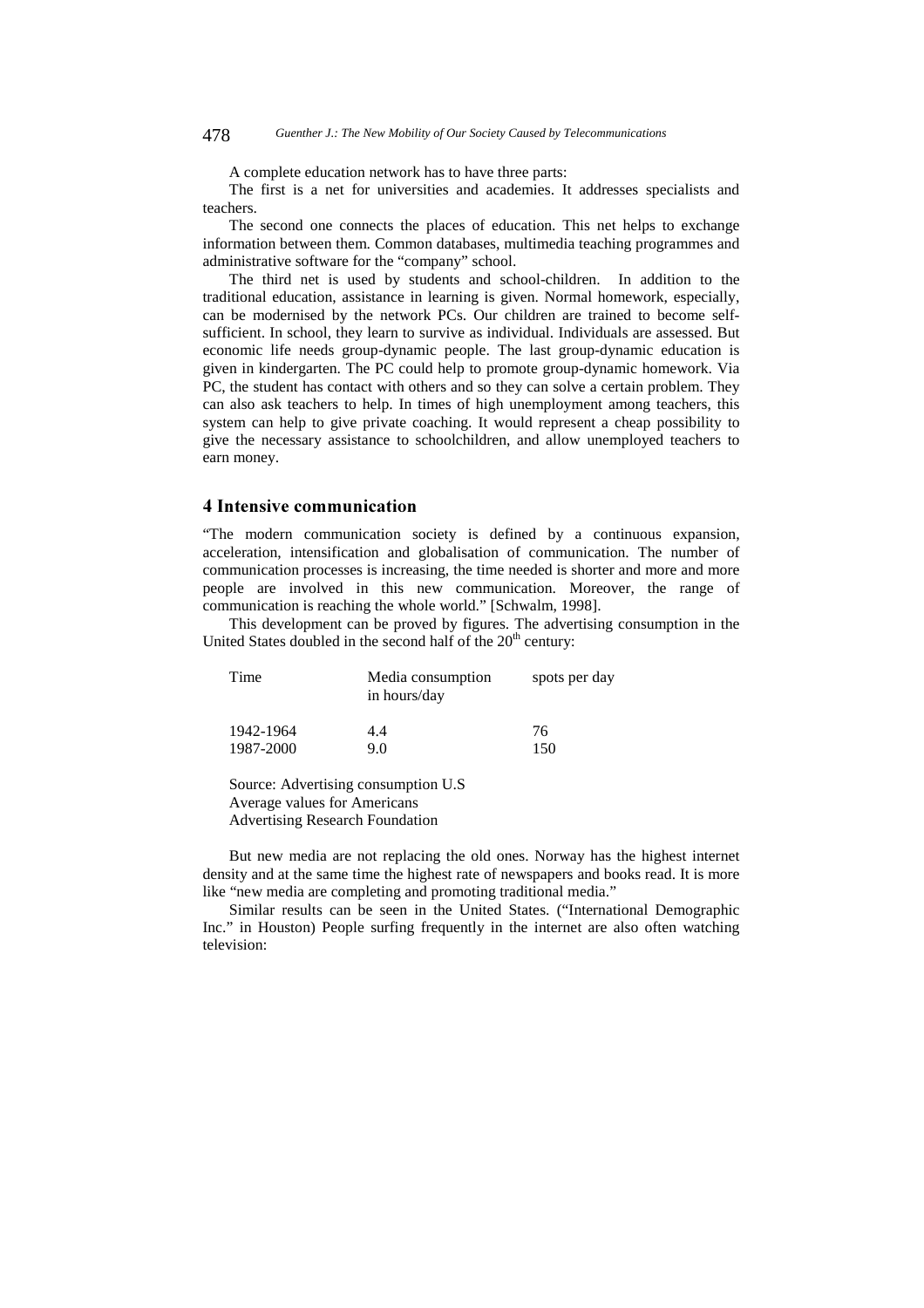A complete education network has to have three parts:

The first is a net for universities and academies. It addresses specialists and teachers.

The second one connects the places of education. This net helps to exchange information between them. Common databases, multimedia teaching programmes and administrative software for the "company" school.

The third net is used by students and school-children. In addition to the traditional education, assistance in learning is given. Normal homework, especially, can be modernised by the network PCs. Our children are trained to become self-sufficient. In school, they learn to survive as individual. Individuals are assessed. But economic life needs group-dynamic people. The last group-dynamic education is given in kindergarten. The PC could help to promote group-dynamic homework. Via PC, the student has contact with others and so they can solve a certain problem. They can also ask teachers to help. In times of high unemployment among teachers, this system can help to give private coaching. It would represent a cheap possibility to give the necessary assistance to schoolchildren, and allow unemployed teachers to earn money.

## 4 Intensive communication

"The modern communication society is defined by a continuous expansion, acceleration, intensification and globalisation of communication. The number of communication processes is increasing, the time needed is shorter and more and more people are involved in this new communication. Moreover, the range of communication is reaching the whole world." [Schwalm, 1998].

This development can be proved by figures. The advertising consumption in the United States doubled in the second half of the 20th century:

| Time | Media consumption in hours/day | spots per day |
|---|---|---|
| 1942-1964 | 4.4 | 76 |
| 1987-2000 | 9.0 | 150 |

Source: Advertising consumption U.S
Average values for Americans
Advertising Research Foundation

But new media are not replacing the old ones. Norway has the highest internet density and at the same time the highest rate of newspapers and books read. It is more like "new media are completing and promoting traditional media."

Similar results can be seen in the United States. ("International Demographic Inc." in Houston) People surfing frequently in the internet are also often watching television: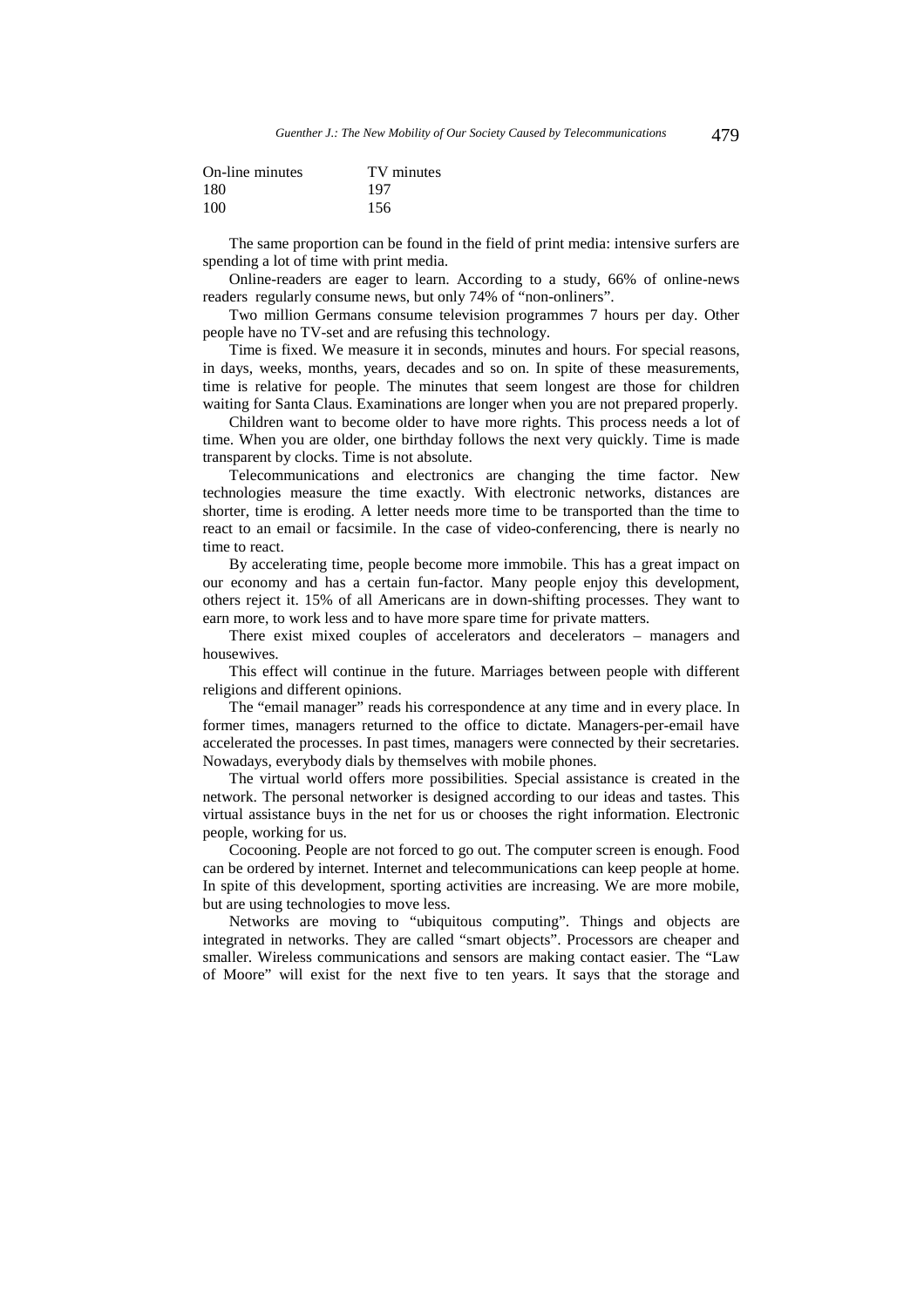| On-line minutes | TV minutes |
| --- | --- |
| 180 | 197 |
| 100 | 156 |

The same proportion can be found in the field of print media: intensive surfers are spending a lot of time with print media.

Online-readers are eager to learn. According to a study, 66% of online-news readers regularly consume news, but only 74% of "non-onliners".

Two million Germans consume television programmes 7 hours per day. Other people have no TV-set and are refusing this technology.

Time is fixed. We measure it in seconds, minutes and hours. For special reasons, in days, weeks, months, years, decades and so on. In spite of these measurements, time is relative for people. The minutes that seem longest are those for children waiting for Santa Claus. Examinations are longer when you are not prepared properly.

Children want to become older to have more rights. This process needs a lot of time. When you are older, one birthday follows the next very quickly. Time is made transparent by clocks. Time is not absolute.

Telecommunications and electronics are changing the time factor. New technologies measure the time exactly. With electronic networks, distances are shorter, time is eroding. A letter needs more time to be transported than the time to react to an email or facsimile. In the case of video-conferencing, there is nearly no time to react.

By accelerating time, people become more immobile. This has a great impact on our economy and has a certain fun-factor. Many people enjoy this development, others reject it. 15% of all Americans are in down-shifting processes. They want to earn more, to work less and to have more spare time for private matters.

There exist mixed couples of accelerators and decelerators – managers and housewives.

This effect will continue in the future. Marriages between people with different religions and different opinions.

The "email manager" reads his correspondence at any time and in every place. In former times, managers returned to the office to dictate. Managers-per-email have accelerated the processes. In past times, managers were connected by their secretaries. Nowadays, everybody dials by themselves with mobile phones.

The virtual world offers more possibilities. Special assistance is created in the network. The personal networker is designed according to our ideas and tastes. This virtual assistance buys in the net for us or chooses the right information. Electronic people, working for us.

Cocooning. People are not forced to go out. The computer screen is enough. Food can be ordered by internet. Internet and telecommunications can keep people at home. In spite of this development, sporting activities are increasing. We are more mobile, but are using technologies to move less.

Networks are moving to "ubiquitous computing". Things and objects are integrated in networks. They are called "smart objects". Processors are cheaper and smaller. Wireless communications and sensors are making contact easier. The "Law of Moore" will exist for the next five to ten years. It says that the storage and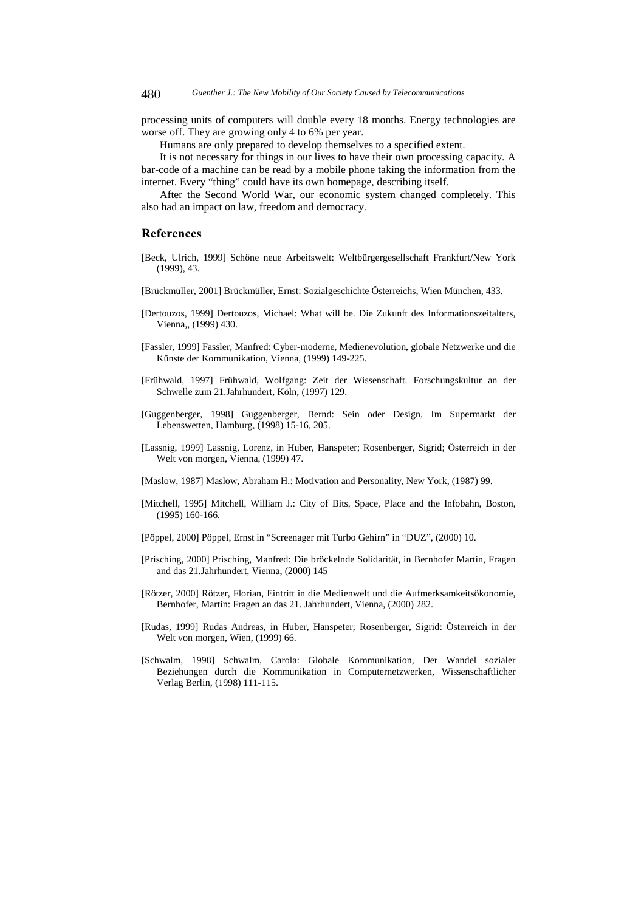processing units of computers will double every 18 months. Energy technologies are worse off. They are growing only 4 to 6% per year.

Humans are only prepared to develop themselves to a specified extent.

It is not necessary for things in our lives to have their own processing capacity. A bar-code of a machine can be read by a mobile phone taking the information from the internet. Every "thing" could have its own homepage, describing itself.

After the Second World War, our economic system changed completely. This also had an impact on law, freedom and democracy.

## References

[Beck, Ulrich, 1999] Schöne neue Arbeitswelt: Weltbürgergesellschaft Frankfurt/New York (1999), 43.

[Brückmüller, 2001] Brückmüller, Ernst: Sozialgeschichte Österreichs, Wien München, 433.

[Dertouzos, 1999] Dertouzos, Michael: What will be. Die Zukunft des Informationszeitalters, Vienna,, (1999) 430.

[Fassler, 1999] Fassler, Manfred: Cyber-moderne, Medienevolution, globale Netzwerke und die Künste der Kommunikation, Vienna, (1999) 149-225.

[Frühwald, 1997] Frühwald, Wolfgang: Zeit der Wissenschaft. Forschungskultur an der Schwelle zum 21.Jahrhundert, Köln, (1997) 129.

[Guggenberger, 1998] Guggenberger, Bernd: Sein oder Design, Im Supermarkt der Lebenswetten, Hamburg, (1998) 15-16, 205.

[Lassnig, 1999] Lassnig, Lorenz, in Huber, Hanspeter; Rosenberger, Sigrid; Österreich in der Welt von morgen, Vienna, (1999) 47.

[Maslow, 1987] Maslow, Abraham H.: Motivation and Personality, New York, (1987) 99.

[Mitchell, 1995] Mitchell, William J.: City of Bits, Space, Place and the Infobahn, Boston, (1995) 160-166.

[Pöppel, 2000] Pöppel, Ernst in "Screenager mit Turbo Gehirn" in "DUZ", (2000) 10.

[Prisching, 2000] Prisching, Manfred: Die bröckelnde Solidarität, in Bernhofer Martin, Fragen and das 21.Jahrhundert, Vienna, (2000) 145

[Rötzer, 2000] Rötzer, Florian, Eintritt in die Medienwelt und die Aufmerksamkeitsökonomie, Bernhofer, Martin: Fragen an das 21. Jahrhundert, Vienna, (2000) 282.

[Rudas, 1999] Rudas Andreas, in Huber, Hanspeter; Rosenberger, Sigrid: Österreich in der Welt von morgen, Wien, (1999) 66.

[Schwalm, 1998] Schwalm, Carola: Globale Kommunikation, Der Wandel sozialer Beziehungen durch die Kommunikation in Computernetzwerken, Wissenschaftlicher Verlag Berlin, (1998) 111-115.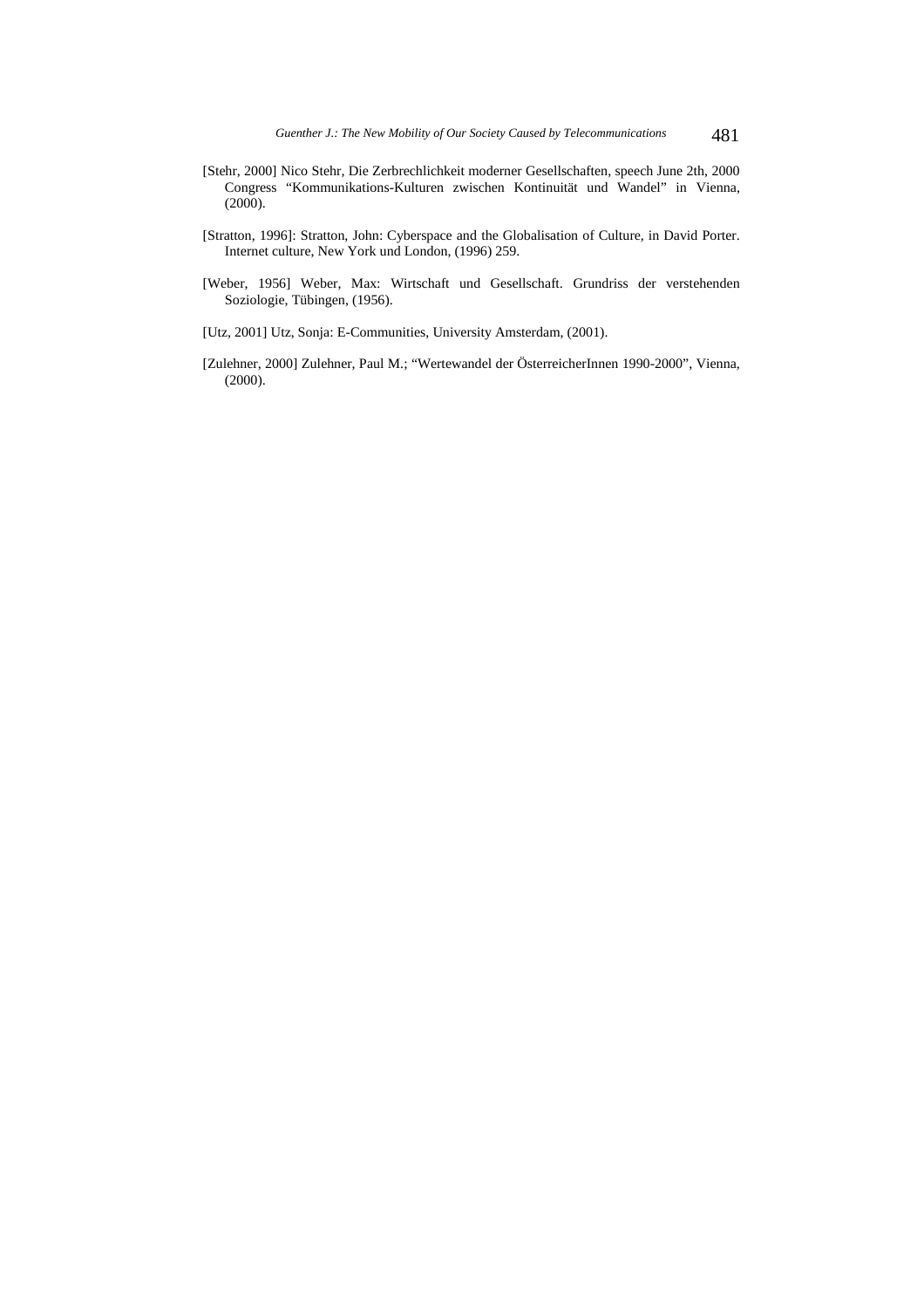[Stehr, 2000] Nico Stehr, Die Zerbrechlichkeit moderner Gesellschaften, speech June 2th, 2000 Congress “Kommunikations-Kulturen zwischen Kontinuität und Wandel” in Vienna, (2000).

[Stratton, 1996]: Stratton, John: Cyberspace and the Globalisation of Culture, in David Porter. Internet culture, New York und London, (1996) 259.

[Weber, 1956] Weber, Max: Wirtschaft und Gesellschaft. Grundriss der verstehenden Soziologie, Tübingen, (1956).

[Utz, 2001] Utz, Sonja: E-Communities, University Amsterdam, (2001).

[Zulehner, 2000] Zulehner, Paul M.; “Wertewandel der ÖsterreicherInnen 1990-2000”, Vienna, (2000).